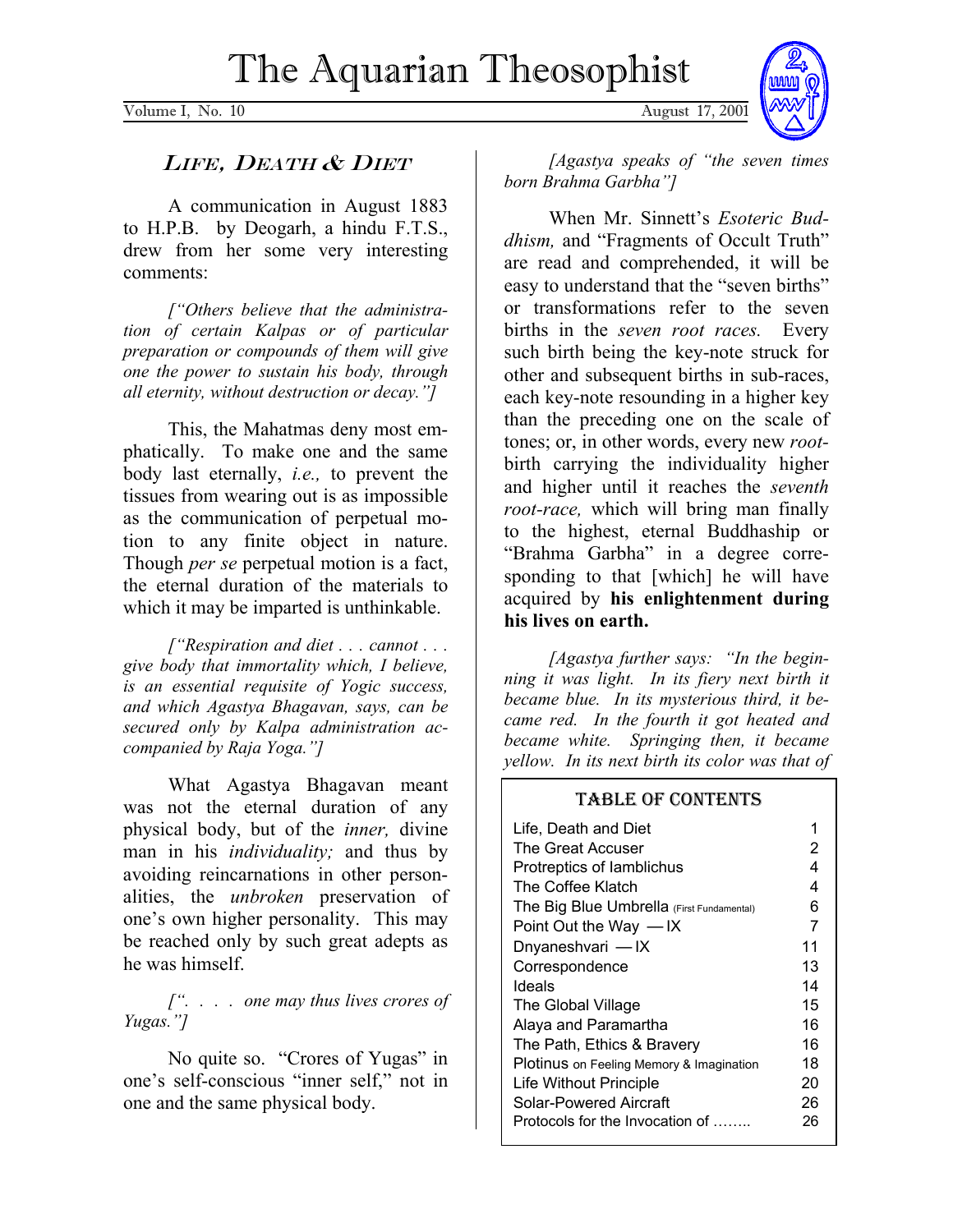# The Aquarian Theosophist

Volume I, No. 10 August 17, 2001

## LIFE, DEATH & DIET

A communication in August 1883 to H.P.B. by Deogarh, a hindu F.T.S., drew from her some very interesting comments:

*["Others believe that the administration of certain Kalpas or of particular preparation or compounds of them will give one the power to sustain his body, through all eternity, without destruction or decay."]*

This, the Mahatmas deny most emphatically. To make one and the same body last eternally, *i.e.,* to prevent the tissues from wearing out is as impossible as the communication of perpetual motion to any finite object in nature. Though *per se* perpetual motion is a fact, the eternal duration of the materials to which it may be imparted is unthinkable.

*["Respiration and diet . . . cannot . . . give body that immortality which, I believe, is an essential requisite of Yogic success, and which Agastya Bhagavan, says, can be secured only by Kalpa administration accompanied by Raja Yoga."]*

What Agastya Bhagavan meant was not the eternal duration of any physical body, but of the *inner,* divine man in his *individuality;* and thus by avoiding reincarnations in other personalities, the *unbroken* preservation of one's own higher personality. This may be reached only by such great adepts as he was himself.

*[". . . . one may thus lives crores of Yugas."]*

No quite so. "Crores of Yugas" in one's self-conscious "inner self," not in one and the same physical body.

*[Agastya speaks of "the seven times born Brahma Garbha"]*

When Mr. Sinnett's *Esoteric Buddhism,* and "Fragments of Occult Truth" are read and comprehended, it will be easy to understand that the "seven births" or transformations refer to the seven births in the *seven root races.* Every such birth being the key-note struck for other and subsequent births in sub-races, each key-note resounding in a higher key than the preceding one on the scale of tones; or, in other words, every new *root*-birth carrying the individuality higher and higher until it reaches the *seventh root-race,* which will bring man finally to the highest, eternal Buddhaship or "Brahma Garbha" in a degree corresponding to that [which] he will have acquired by **his enlightenment during his lives on earth.**

*[Agastya further says: "In the beginning it was light. In its fiery next birth it became blue. In its mysterious third, it became red. In the fourth it got heated and became white. Springing then, it became yellow. In its next birth its color was that of*

### TABLE OF CONTENTS

| | |
|---|---|
| Life, Death and Diet | 1 |
| The Great Accuser | 2 |
| Protreptics of Iamblichus | 4 |
| The Coffee Klatch | 4 |
| The Big Blue Umbrella (First Fundamental) | 6 |
| Point Out the Way — IX | 7 |
| Dnyaneshvari — IX | 11 |
| Correspondence | 13 |
| Ideals | 14 |
| The Global Village | 15 |
| Alaya and Paramartha | 16 |
| The Path, Ethics & Bravery | 16 |
| Plotinus on Feeling Memory & Imagination | 18 |
| Life Without Principle | 20 |
| Solar-Powered Aircraft | 26 |
| Protocols for the Invocation of …….. | 26 |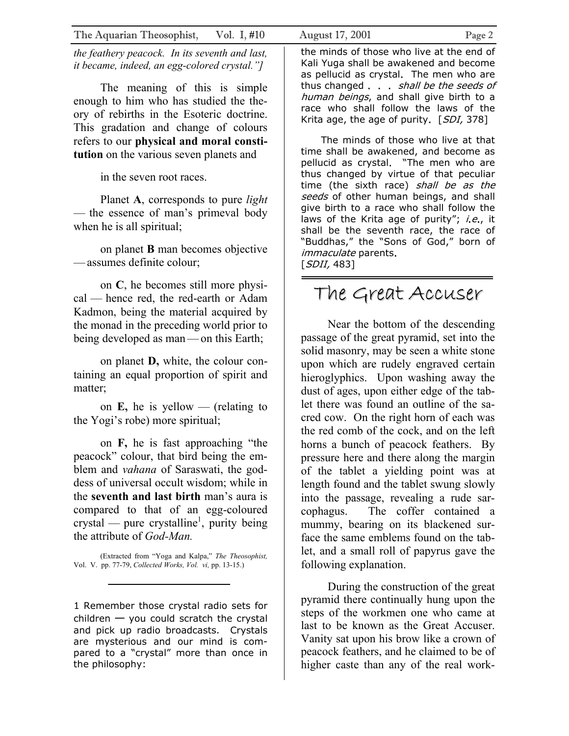*the feathery peacock. In its seventh and last, it became, indeed, an egg-colored crystal."]*

The meaning of this is simple enough to him who has studied the theory of rebirths in the Esoteric doctrine. This gradation and change of colours refers to our **physical and moral constitution** on the various seven planets and

in the seven root races.

Planet **A**, corresponds to pure *light* — the essence of man's primeval body when he is all spiritual;

on planet **B** man becomes objective — assumes definite colour;

on **C**, he becomes still more physical — hence red, the red-earth or Adam Kadmon, being the material acquired by the monad in the preceding world prior to being developed as man — on this Earth;

on planet **D,** white, the colour containing an equal proportion of spirit and matter;

on **E,** he is yellow — (relating to the Yogi's robe) more spiritual;

on **F,** he is fast approaching "the peacock" colour, that bird being the emblem and *vahana* of Saraswati, the goddess of universal occult wisdom; while in the **seventh and last birth** man's aura is compared to that of an egg-coloured crystal — pure crystalline[1], purity being the attribute of *God-Man.*

(Extracted from "Yoga and Kalpa," *The Theosophist,* Vol. V. pp. 77-79, *Collected Works, Vol. vi,* pp. 13-15.)

---

1 Remember those crystal radio sets for children — you could scratch the crystal and pick up radio broadcasts. Crystals are mysterious and our mind is compared to a "crystal" more than once in the philosophy:

the minds of those who live at the end of Kali Yuga shall be awakened and become as pellucid as crystal. The men who are thus changed . . . *shall be the seeds of human beings*, and shall give birth to a race who shall follow the laws of the Krita age, the age of purity. [*SDI,* 378]

The minds of those who live at that time shall be awakened, and become as pellucid as crystal. "The men who are thus changed by virtue of that peculiar time (the sixth race) *shall be as the seeds* of other human beings, and shall give birth to a race who shall follow the laws of the Krita age of purity"; *i.e.*, it shall be the seventh race, the race of "Buddhas," the "Sons of God," born of *immaculate* parents. [*SDII,* 483]

# The Great Accuser

Near the bottom of the descending passage of the great pyramid, set into the solid masonry, may be seen a white stone upon which are rudely engraved certain hieroglyphics. Upon washing away the dust of ages, upon either edge of the tablet there was found an outline of the sacred cow. On the right horn of each was the red comb of the cock, and on the left horns a bunch of peacock feathers. By pressure here and there along the margin of the tablet a yielding point was at length found and the tablet swung slowly into the passage, revealing a rude sarcophagus. The coffer contained a mummy, bearing on its blackened surface the same emblems found on the tablet, and a small roll of papyrus gave the following explanation.

During the construction of the great pyramid there continually hung upon the steps of the workmen one who came at last to be known as the Great Accuser. Vanity sat upon his brow like a crown of peacock feathers, and he claimed to be of higher caste than any of the real work-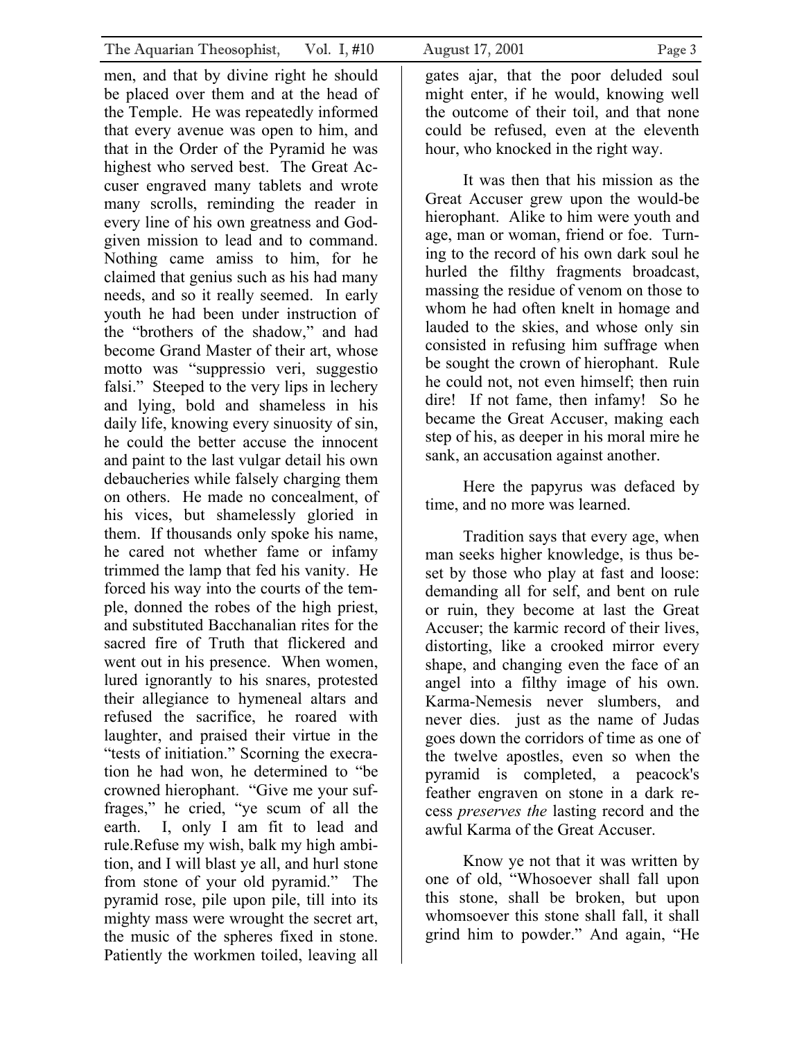men, and that by divine right he should be placed over them and at the head of the Temple. He was repeatedly informed that every avenue was open to him, and that in the Order of the Pyramid he was highest who served best. The Great Accuser engraved many tablets and wrote many scrolls, reminding the reader in every line of his own greatness and God-given mission to lead and to command. Nothing came amiss to him, for he claimed that genius such as his had many needs, and so it really seemed. In early youth he had been under instruction of the "brothers of the shadow," and had become Grand Master of their art, whose motto was "suppressio veri, suggestio falsi." Steeped to the very lips in lechery and lying, bold and shameless in his daily life, knowing every sinuosity of sin, he could the better accuse the innocent and paint to the last vulgar detail his own debaucheries while falsely charging them on others. He made no concealment, of his vices, but shamelessly gloried in them. If thousands only spoke his name, he cared not whether fame or infamy trimmed the lamp that fed his vanity. He forced his way into the courts of the temple, donned the robes of the high priest, and substituted Bacchanalian rites for the sacred fire of Truth that flickered and went out in his presence. When women, lured ignorantly to his snares, protested their allegiance to hymeneal altars and refused the sacrifice, he roared with laughter, and praised their virtue in the "tests of initiation." Scorning the execration he had won, he determined to "be crowned hierophant. "Give me your suffrages," he cried, "ye scum of all the earth. I, only I am fit to lead and rule.Refuse my wish, balk my high ambition, and I will blast ye all, and hurl stone from stone of your old pyramid." The pyramid rose, pile upon pile, till into its mighty mass were wrought the secret art, the music of the spheres fixed in stone. Patiently the workmen toiled, leaving all gates ajar, that the poor deluded soul might enter, if he would, knowing well the outcome of their toil, and that none could be refused, even at the eleventh hour, who knocked in the right way.

It was then that his mission as the Great Accuser grew upon the would-be hierophant. Alike to him were youth and age, man or woman, friend or foe. Turning to the record of his own dark soul he hurled the filthy fragments broadcast, massing the residue of venom on those to whom he had often knelt in homage and lauded to the skies, and whose only sin consisted in refusing him suffrage when be sought the crown of hierophant. Rule he could not, not even himself; then ruin dire! If not fame, then infamy! So he became the Great Accuser, making each step of his, as deeper in his moral mire he sank, an accusation against another.

Here the papyrus was defaced by time, and no more was learned.

Tradition says that every age, when man seeks higher knowledge, is thus beset by those who play at fast and loose: demanding all for self, and bent on rule or ruin, they become at last the Great Accuser; the karmic record of their lives, distorting, like a crooked mirror every shape, and changing even the face of an angel into a filthy image of his own. Karma-Nemesis never slumbers, and never dies. just as the name of Judas goes down the corridors of time as one of the twelve apostles, even so when the pyramid is completed, a peacock's feather engraven on stone in a dark recess *preserves the* lasting record and the awful Karma of the Great Accuser.

Know ye not that it was written by one of old, "Whosoever shall fall upon this stone, shall be broken, but upon whomsoever this stone shall fall, it shall grind him to powder." And again, "He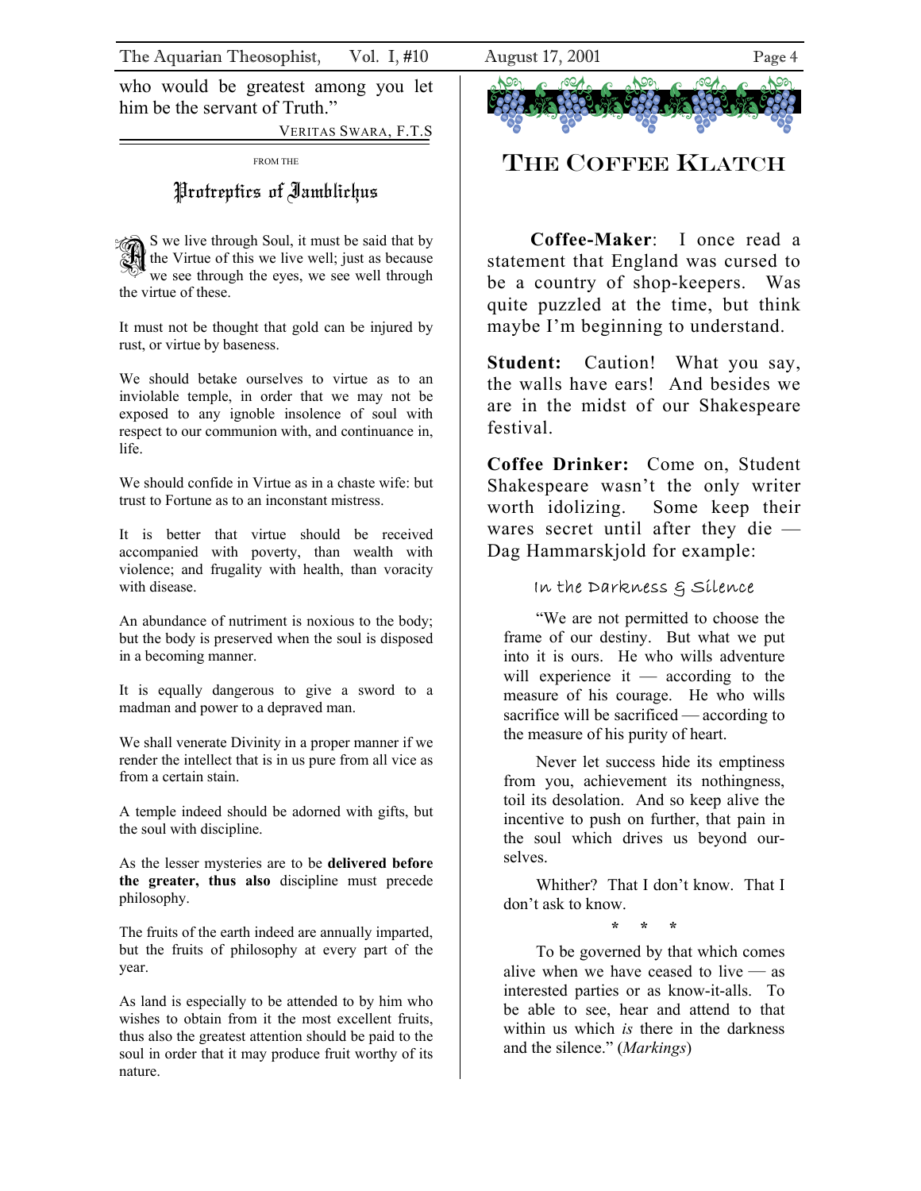who would be greatest among you let him be the servant of Truth."

VERITAS SWARA, F.T.S

FROM THE

## Protreptics of Iamblichus

AS we live through Soul, it must be said that by the Virtue of this we live well; just as because we see through the eyes, we see well through the virtue of these.

It must not be thought that gold can be injured by rust, or virtue by baseness.

We should betake ourselves to virtue as to an inviolable temple, in order that we may not be exposed to any ignoble insolence of soul with respect to our communion with, and continuance in, life.

We should confide in Virtue as in a chaste wife: but trust to Fortune as to an inconstant mistress.

It is better that virtue should be received accompanied with poverty, than wealth with violence; and frugality with health, than voracity with disease.

An abundance of nutriment is noxious to the body; but the body is preserved when the soul is disposed in a becoming manner.

It is equally dangerous to give a sword to a madman and power to a depraved man.

We shall venerate Divinity in a proper manner if we render the intellect that is in us pure from all vice as from a certain stain.

A temple indeed should be adorned with gifts, but the soul with discipline.

As the lesser mysteries are to be **delivered before the greater, thus also** discipline must precede philosophy.

The fruits of the earth indeed are annually imparted, but the fruits of philosophy at every part of the year.

As land is especially to be attended to by him who wishes to obtain from it the most excellent fruits, thus also the greatest attention should be paid to the soul in order that it may produce fruit worthy of its nature.

## THE COFFEE KLATCH

**Coffee-Maker**: I once read a statement that England was cursed to be a country of shop-keepers. Was quite puzzled at the time, but think maybe I'm beginning to understand.

**Student:** Caution! What you say, the walls have ears! And besides we are in the midst of our Shakespeare festival.

**Coffee Drinker:** Come on, Student Shakespeare wasn't the only writer worth idolizing. Some keep their wares secret until after they die — Dag Hammarskjold for example:

### In the Darkness & Silence

"We are not permitted to choose the frame of our destiny. But what we put into it is ours. He who wills adventure will experience it — according to the measure of his courage. He who wills sacrifice will be sacrificed — according to the measure of his purity of heart.

Never let success hide its emptiness from you, achievement its nothingness, toil its desolation. And so keep alive the incentive to push on further, that pain in the soul which drives us beyond our-selves.

Whither? That I don't know. That I don't ask to know.

\* \* \*

To be governed by that which comes alive when we have ceased to live — as interested parties or as know-it-alls. To be able to see, hear and attend to that within us which *is* there in the darkness and the silence." (*Markings*)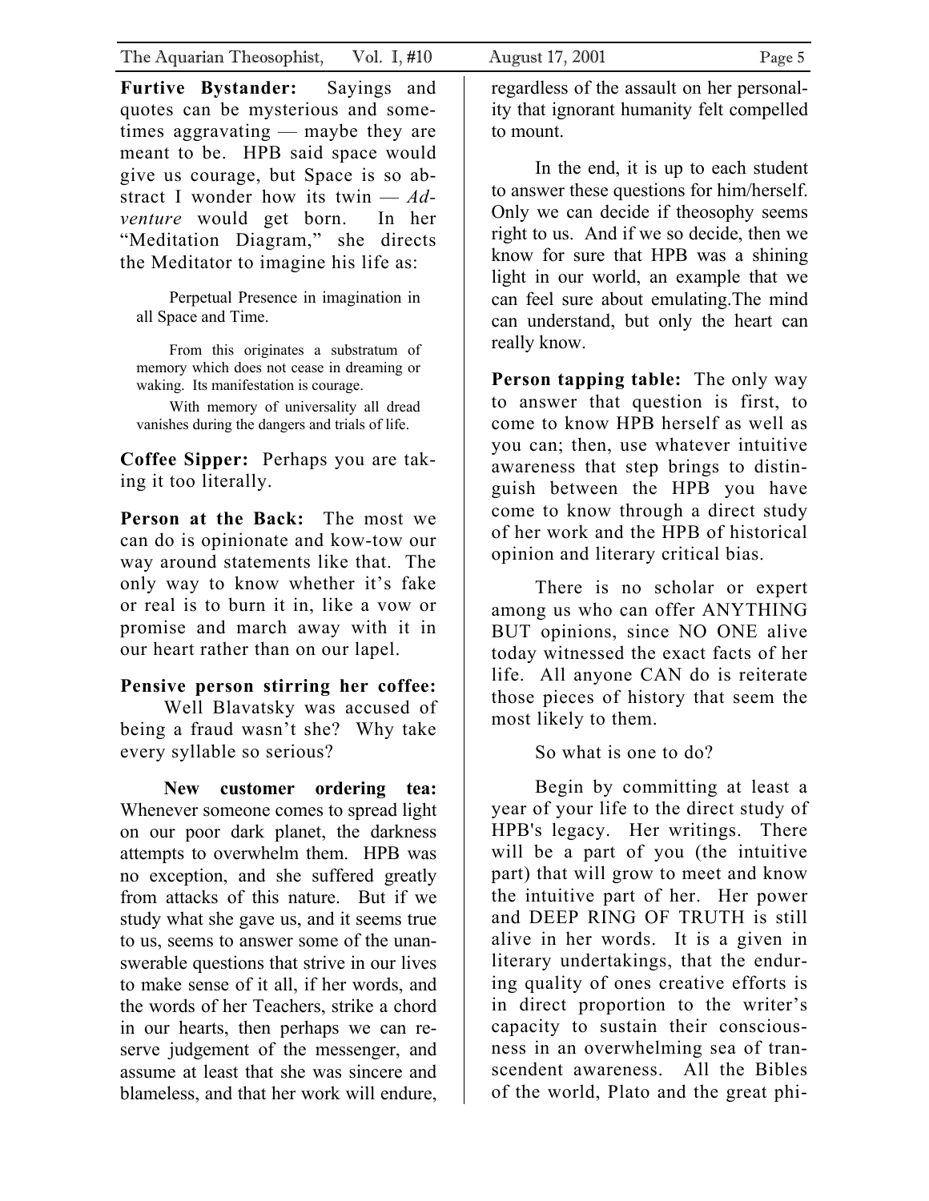**Furtive Bystander:** Sayings and quotes can be mysterious and sometimes aggravating — maybe they are meant to be. HPB said space would give us courage, but Space is so abstract I wonder how its twin — *Adventure* would get born. In her "Meditation Diagram," she directs the Meditator to imagine his life as:

> Perpetual Presence in imagination in all Space and Time.
>
> From this originates a substratum of memory which does not cease in dreaming or waking. Its manifestation is courage.
>
> With memory of universality all dread vanishes during the dangers and trials of life.

**Coffee Sipper:** Perhaps you are taking it too literally.

**Person at the Back:** The most we can do is opinionate and kow-tow our way around statements like that. The only way to know whether it's fake or real is to burn it in, like a vow or promise and march away with it in our heart rather than on our lapel.

**Pensive person stirring her coffee:** Well Blavatsky was accused of being a fraud wasn't she? Why take every syllable so serious?

**New customer ordering tea:** Whenever someone comes to spread light on our poor dark planet, the darkness attempts to overwhelm them. HPB was no exception, and she suffered greatly from attacks of this nature. But if we study what she gave us, and it seems true to us, seems to answer some of the unanswerable questions that strive in our lives to make sense of it all, if her words, and the words of her Teachers, strike a chord in our hearts, then perhaps we can reserve judgement of the messenger, and assume at least that she was sincere and blameless, and that her work will endure, regardless of the assault on her personality that ignorant humanity felt compelled to mount.

In the end, it is up to each student to answer these questions for him/herself. Only we can decide if theosophy seems right to us. And if we so decide, then we know for sure that HPB was a shining light in our world, an example that we can feel sure about emulating.The mind can understand, but only the heart can really know.

**Person tapping table:** The only way to answer that question is first, to come to know HPB herself as well as you can; then, use whatever intuitive awareness that step brings to distinguish between the HPB you have come to know through a direct study of her work and the HPB of historical opinion and literary critical bias.

There is no scholar or expert among us who can offer ANYTHING BUT opinions, since NO ONE alive today witnessed the exact facts of her life. All anyone CAN do is reiterate those pieces of history that seem the most likely to them.

So what is one to do?

Begin by committing at least a year of your life to the direct study of HPB's legacy. Her writings. There will be a part of you (the intuitive part) that will grow to meet and know the intuitive part of her. Her power and DEEP RING OF TRUTH is still alive in her words. It is a given in literary undertakings, that the enduring quality of ones creative efforts is in direct proportion to the writer's capacity to sustain their consciousness in an overwhelming sea of transcendent awareness. All the Bibles of the world, Plato and the great phi-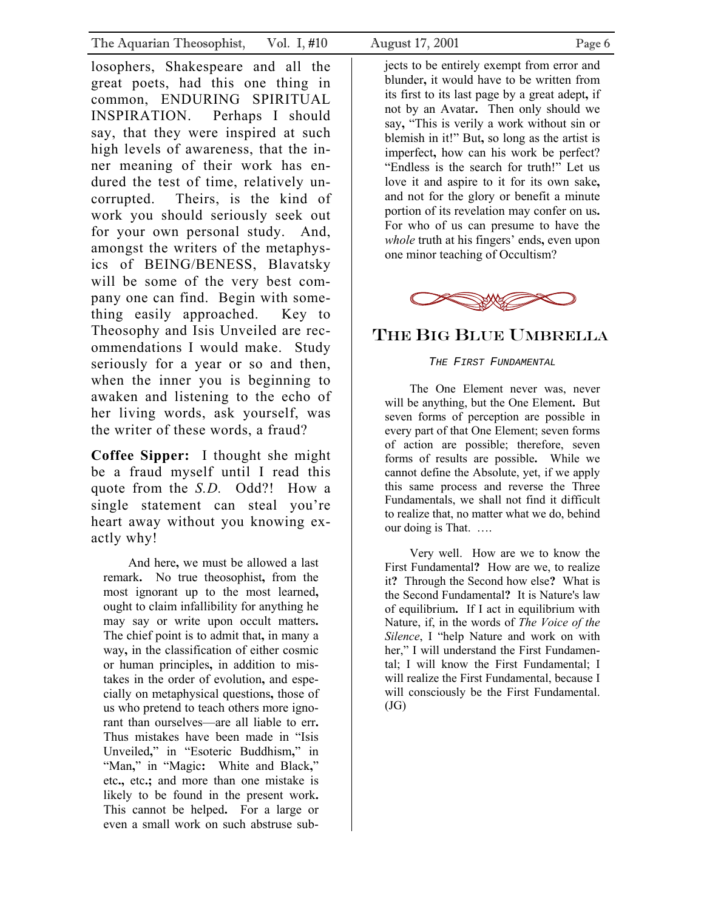losophers, Shakespeare and all the great poets, had this one thing in common, ENDURING SPIRITUAL INSPIRATION. Perhaps I should say, that they were inspired at such high levels of awareness, that the inner meaning of their work has endured the test of time, relatively uncorrupted. Theirs, is the kind of work you should seriously seek out for your own personal study. And, amongst the writers of the metaphysics of BEING/BENESS, Blavatsky will be some of the very best company one can find. Begin with something easily approached. Key to Theosophy and Isis Unveiled are recommendations I would make. Study seriously for a year or so and then, when the inner you is beginning to awaken and listening to the echo of her living words, ask yourself, was the writer of these words, a fraud?

**Coffee Sipper:** I thought she might be a fraud myself until I read this quote from the *S.D.* Odd?! How a single statement can steal you're heart away without you knowing exactly why!

> And here, we must be allowed a last remark. No true theosophist, from the most ignorant up to the most learned, ought to claim infallibility for anything he may say or write upon occult matters. The chief point is to admit that, in many a way, in the classification of either cosmic or human principles, in addition to mistakes in the order of evolution, and especially on metaphysical questions, those of us who pretend to teach others more ignorant than ourselves—are all liable to err. Thus mistakes have been made in "Isis Unveiled," in "Esoteric Buddhism," in "Man," in "Magic: White and Black," etc., etc.; and more than one mistake is likely to be found in the present work. This cannot be helped. For a large or even a small work on such abstruse subjects to be entirely exempt from error and blunder, it would have to be written from its first to its last page by a great adept, if not by an Avatar. Then only should we say, "This is verily a work without sin or blemish in it!" But, so long as the artist is imperfect, how can his work be perfect? "Endless is the search for truth!" Let us love it and aspire to it for its own sake, and not for the glory or benefit a minute portion of its revelation may confer on us. For who of us can presume to have the *whole* truth at his fingers' ends, even upon one minor teaching of Occultism?

## The Big Blue Umbrella

*The First Fundamental*

The One Element never was, never will be anything, but the One Element. But seven forms of perception are possible in every part of that One Element; seven forms of action are possible; therefore, seven forms of results are possible. While we cannot define the Absolute, yet, if we apply this same process and reverse the Three Fundamentals, we shall not find it difficult to realize that, no matter what we do, behind our doing is That. ….

Very well. How are we to know the First Fundamental? How are we, to realize it? Through the Second how else? What is the Second Fundamental? It is Nature's law of equilibrium. If I act in equilibrium with Nature, if, in the words of *The Voice of the Silence*, I "help Nature and work on with her," I will understand the First Fundamental; I will know the First Fundamental; I will realize the First Fundamental, because I will consciously be the First Fundamental. (JG)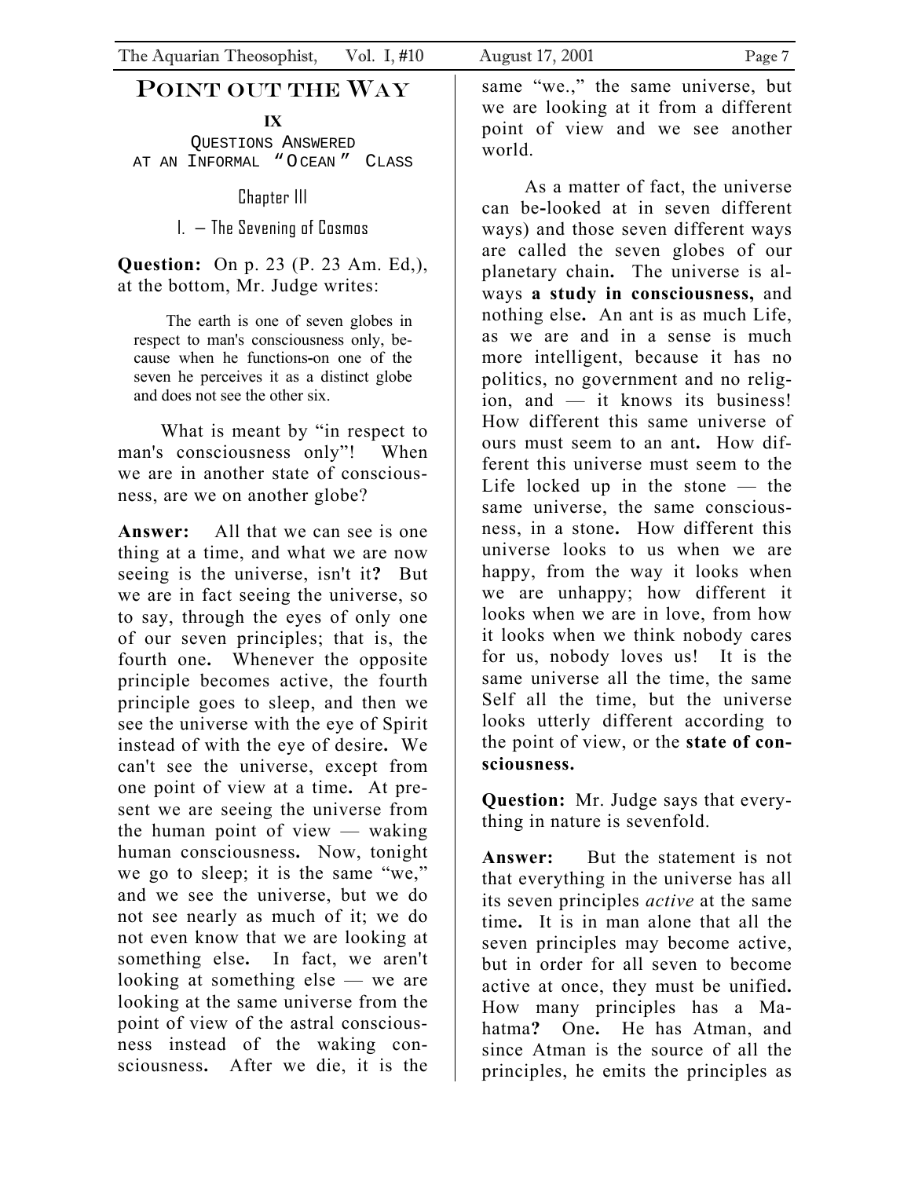# POINT OUT THE WAY

**IX**

QUESTIONS ANSWERED
AT AN INFORMAL "OCEAN" CLASS

## Chapter III

### I. — The Sevening of Cosmos

**Question:** On p. 23 (P. 23 Am. Ed,), at the bottom, Mr. Judge writes:

> The earth is one of seven globes in respect to man's consciousness only, because when he functions-on one of the seven he perceives it as a distinct globe and does not see the other six.

What is meant by "in respect to man's consciousness only"! When we are in another state of consciousness, are we on another globe?

**Answer:** All that we can see is one thing at a time, and what we are now seeing is the universe, isn't it**?** But we are in fact seeing the universe, so to say, through the eyes of only one of our seven principles; that is, the fourth one**.** Whenever the opposite principle becomes active, the fourth principle goes to sleep, and then we see the universe with the eye of Spirit instead of with the eye of desire**.** We can't see the universe, except from one point of view at a time**.** At present we are seeing the universe from the human point of view — waking human consciousness**.** Now, tonight we go to sleep; it is the same "we," and we see the universe, but we do not see nearly as much of it; we do not even know that we are looking at something else**.** In fact, we aren't looking at something else — we are looking at the same universe from the point of view of the astral consciousness instead of the waking consciousness**.** After we die, it is the same "we.," the same universe, but we are looking at it from a different point of view and we see another world.

As a matter of fact, the universe can be-looked at in seven different ways) and those seven different ways are called the seven globes of our planetary chain**.** The universe is always **a study in consciousness,** and nothing else**.** An ant is as much Life, as we are and in a sense is much more intelligent, because it has no politics, no government and no religion, and — it knows its business! How different this same universe of ours must seem to an ant**.** How different this universe must seem to the Life locked up in the stone — the same universe, the same consciousness, in a stone**.** How different this universe looks to us when we are happy, from the way it looks when we are unhappy; how different it looks when we are in love, from how it looks when we think nobody cares for us, nobody loves us! It is the same universe all the time, the same Self all the time, but the universe looks utterly different according to the point of view, or the **state of consciousness.**

**Question:** Mr. Judge says that everything in nature is sevenfold.

**Answer:** But the statement is not that everything in the universe has all its seven principles *active* at the same time**.** It is in man alone that all the seven principles may become active, but in order for all seven to become active at once, they must be unified**.** How many principles has a Mahatma**?** One**.** He has Atman, and since Atman is the source of all the principles, he emits the principles as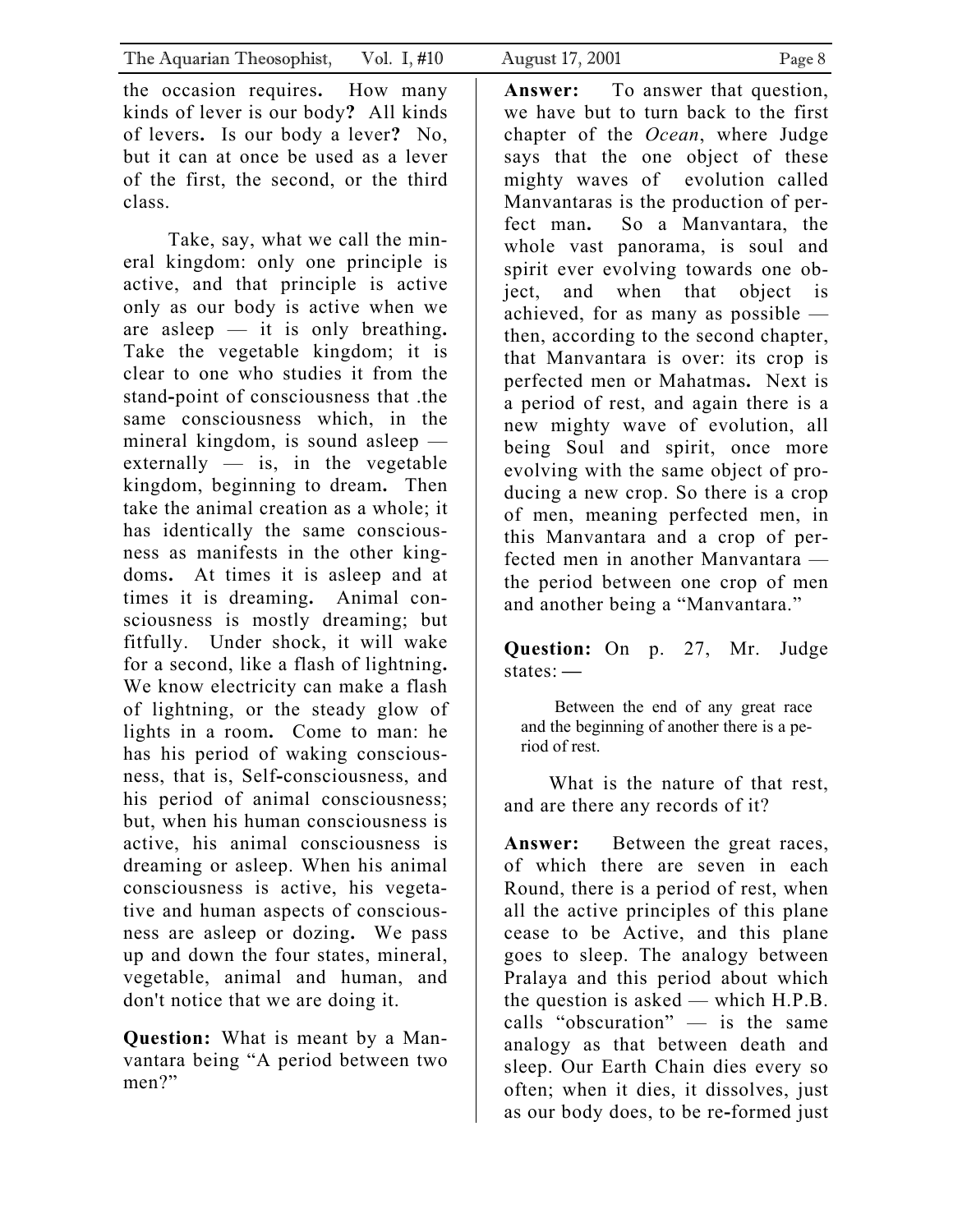the occasion requires. How many kinds of lever is our body? All kinds of levers. Is our body a lever? No, but it can at once be used as a lever of the first, the second, or the third class.

Take, say, what we call the mineral kingdom: only one principle is active, and that principle is active only as our body is active when we are asleep — it is only breathing. Take the vegetable kingdom; it is clear to one who studies it from the stand-point of consciousness that .the same consciousness which, in the mineral kingdom, is sound asleep — externally — is, in the vegetable kingdom, beginning to dream. Then take the animal creation as a whole; it has identically the same consciousness as manifests in the other kingdoms. At times it is asleep and at times it is dreaming. Animal consciousness is mostly dreaming; but fitfully. Under shock, it will wake for a second, like a flash of lightning. We know electricity can make a flash of lightning, or the steady glow of lights in a room. Come to man: he has his period of waking consciousness, that is, Self-consciousness, and his period of animal consciousness; but, when his human consciousness is active, his animal consciousness is dreaming or asleep. When his animal consciousness is active, his vegetative and human aspects of consciousness are asleep or dozing. We pass up and down the four states, mineral, vegetable, animal and human, and don't notice that we are doing it.

**Question:** What is meant by a Manvantara being "A period between two men?"

**Answer:** To answer that question, we have but to turn back to the first chapter of the *Ocean*, where Judge says that the one object of these mighty waves of evolution called Manvantaras is the production of perfect man. So a Manvantara, the whole vast panorama, is soul and spirit ever evolving towards one object, and when that object is achieved, for as many as possible — then, according to the second chapter, that Manvantara is over: its crop is perfected men or Mahatmas. Next is a period of rest, and again there is a new mighty wave of evolution, all being Soul and spirit, once more evolving with the same object of producing a new crop. So there is a crop of men, meaning perfected men, in this Manvantara and a crop of perfected men in another Manvantara — the period between one crop of men and another being a "Manvantara."

**Question:** On p. 27, Mr. Judge states: —

> Between the end of any great race and the beginning of another there is a period of rest.

What is the nature of that rest, and are there any records of it?

**Answer:** Between the great races, of which there are seven in each Round, there is a period of rest, when all the active principles of this plane cease to be Active, and this plane goes to sleep. The analogy between Pralaya and this period about which the question is asked — which H.P.B. calls "obscuration" — is the same analogy as that between death and sleep. Our Earth Chain dies every so often; when it dies, it dissolves, just as our body does, to be re-formed just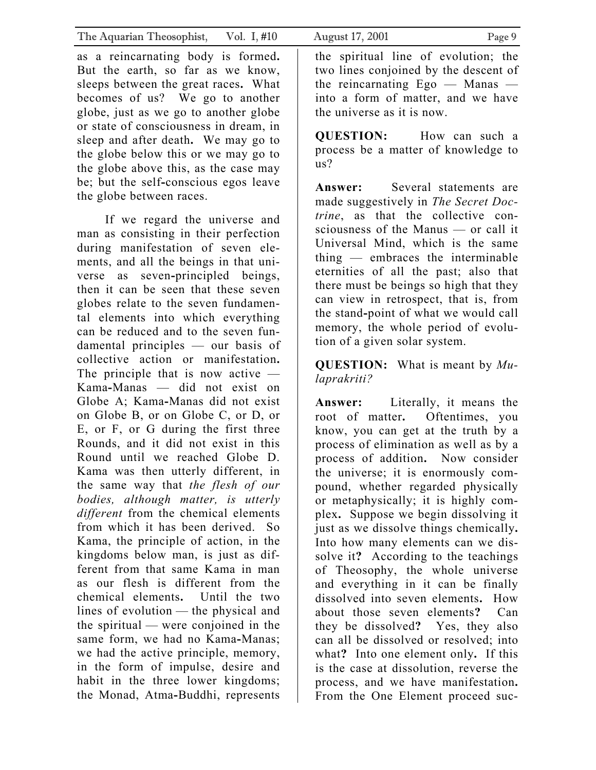as a reincarnating body is formed. But the earth, so far as we know, sleeps between the great races. What becomes of us? We go to another globe, just as we go to another globe or state of consciousness in dream, in sleep and after death. We may go to the globe below this or we may go to the globe above this, as the case may be; but the self-conscious egos leave the globe between races.

If we regard the universe and man as consisting in their perfection during manifestation of seven elements, and all the beings in that universe as seven-principled beings, then it can be seen that these seven globes relate to the seven fundamental elements into which everything can be reduced and to the seven fundamental principles — our basis of collective action or manifestation. The principle that is now active — Kama-Manas — did not exist on Globe A; Kama-Manas did not exist on Globe B, or on Globe C, or D, or E, or F, or G during the first three Rounds, and it did not exist in this Round until we reached Globe D. Kama was then utterly different, in the same way that *the flesh of our bodies, although matter, is utterly different* from the chemical elements from which it has been derived. So Kama, the principle of action, in the kingdoms below man, is just as different from that same Kama in man as our flesh is different from the chemical elements. Until the two lines of evolution — the physical and the spiritual — were conjoined in the same form, we had no Kama-Manas; we had the active principle, memory, in the form of impulse, desire and habit in the three lower kingdoms; the Monad, Atma-Buddhi, represents the spiritual line of evolution; the two lines conjoined by the descent of the reincarnating Ego — Manas — into a form of matter, and we have the universe as it is now.

**QUESTION:** How can such a process be a matter of knowledge to us?

**Answer:** Several statements are made suggestively in *The Secret Doctrine*, as that the collective consciousness of the Manus — or call it Universal Mind, which is the same thing — embraces the interminable eternities of all the past; also that there must be beings so high that they can view in retrospect, that is, from the stand-point of what we would call memory, the whole period of evolution of a given solar system.

**QUESTION:** What is meant by *Mulaprakriti?*

**Answer:** Literally, it means the root of matter. Oftentimes, you know, you can get at the truth by a process of elimination as well as by a process of addition. Now consider the universe; it is enormously compound, whether regarded physically or metaphysically; it is highly complex. Suppose we begin dissolving it just as we dissolve things chemically. Into how many elements can we dissolve it? According to the teachings of Theosophy, the whole universe and everything in it can be finally dissolved into seven elements. How about those seven elements? Can they be dissolved? Yes, they also can all be dissolved or resolved; into what? Into one element only. If this is the case at dissolution, reverse the process, and we have manifestation. From the One Element proceed suc-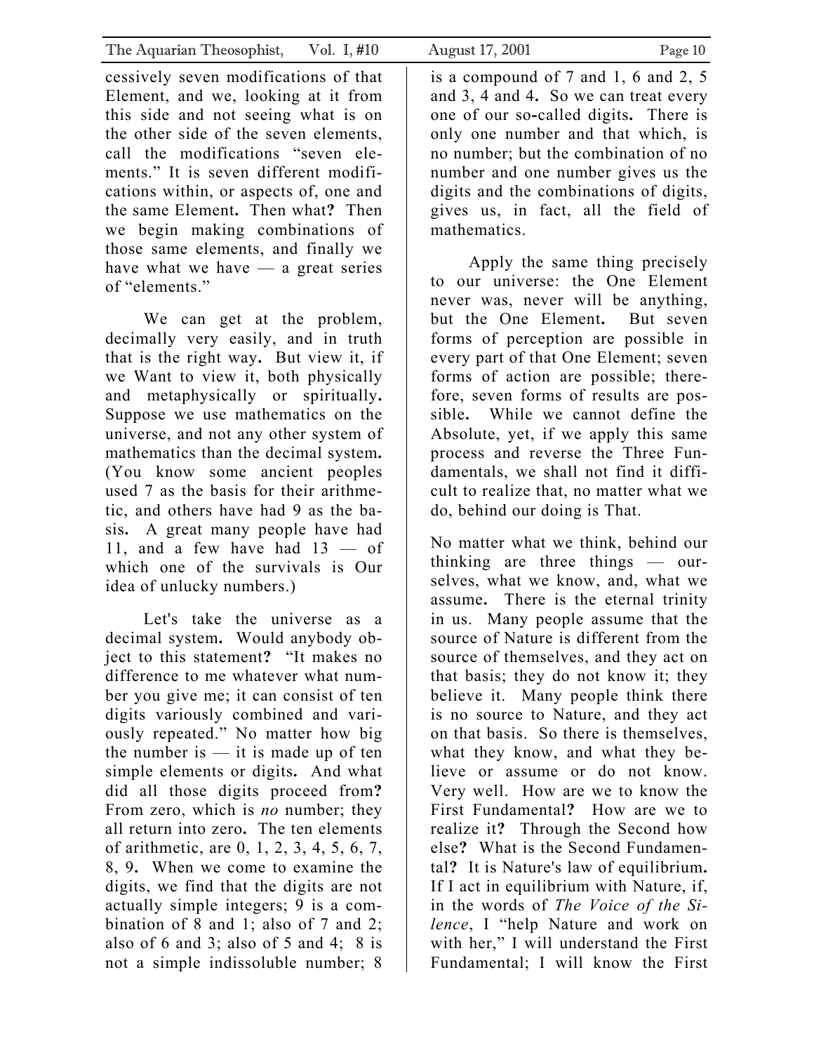cessively seven modifications of that Element, and we, looking at it from this side and not seeing what is on the other side of the seven elements, call the modifications "seven elements." It is seven different modifications within, or aspects of, one and the same Element. Then what? Then we begin making combinations of those same elements, and finally we have what we have — a great series of "elements."

We can get at the problem, decimally very easily, and in truth that is the right way. But view it, if we Want to view it, both physically and metaphysically or spiritually. Suppose we use mathematics on the universe, and not any other system of mathematics than the decimal system. (You know some ancient peoples used 7 as the basis for their arithmetic, and others have had 9 as the basis. A great many people have had 11, and a few have had 13 — of which one of the survivals is Our idea of unlucky numbers.)

Let's take the universe as a decimal system. Would anybody object to this statement? "It makes no difference to me whatever what number you give me; it can consist of ten digits variously combined and variously repeated." No matter how big the number is — it is made up of ten simple elements or digits. And what did all those digits proceed from? From zero, which is *no* number; they all return into zero. The ten elements of arithmetic, are 0, 1, 2, 3, 4, 5, 6, 7, 8, 9. When we come to examine the digits, we find that the digits are not actually simple integers; 9 is a combination of 8 and 1; also of 7 and 2; also of 6 and 3; also of 5 and 4; 8 is not a simple indissoluble number; 8 is a compound of 7 and 1, 6 and 2, 5 and 3, 4 and 4. So we can treat every one of our so-called digits. There is only one number and that which, is no number; but the combination of no number and one number gives us the digits and the combinations of digits, gives us, in fact, all the field of mathematics.

Apply the same thing precisely to our universe: the One Element never was, never will be anything, but the One Element. But seven forms of perception are possible in every part of that One Element; seven forms of action are possible; therefore, seven forms of results are possible. While we cannot define the Absolute, yet, if we apply this same process and reverse the Three Fundamentals, we shall not find it difficult to realize that, no matter what we do, behind our doing is That.

No matter what we think, behind our thinking are three things — ourselves, what we know, and, what we assume. There is the eternal trinity in us. Many people assume that the source of Nature is different from the source of themselves, and they act on that basis; they do not know it; they believe it. Many people think there is no source to Nature, and they act on that basis. So there is themselves, what they know, and what they believe or assume or do not know. Very well. How are we to know the First Fundamental? How are we to realize it? Through the Second how else? What is the Second Fundamental? It is Nature's law of equilibrium. If I act in equilibrium with Nature, if, in the words of *The Voice of the Silence*, I "help Nature and work on with her," I will understand the First Fundamental; I will know the First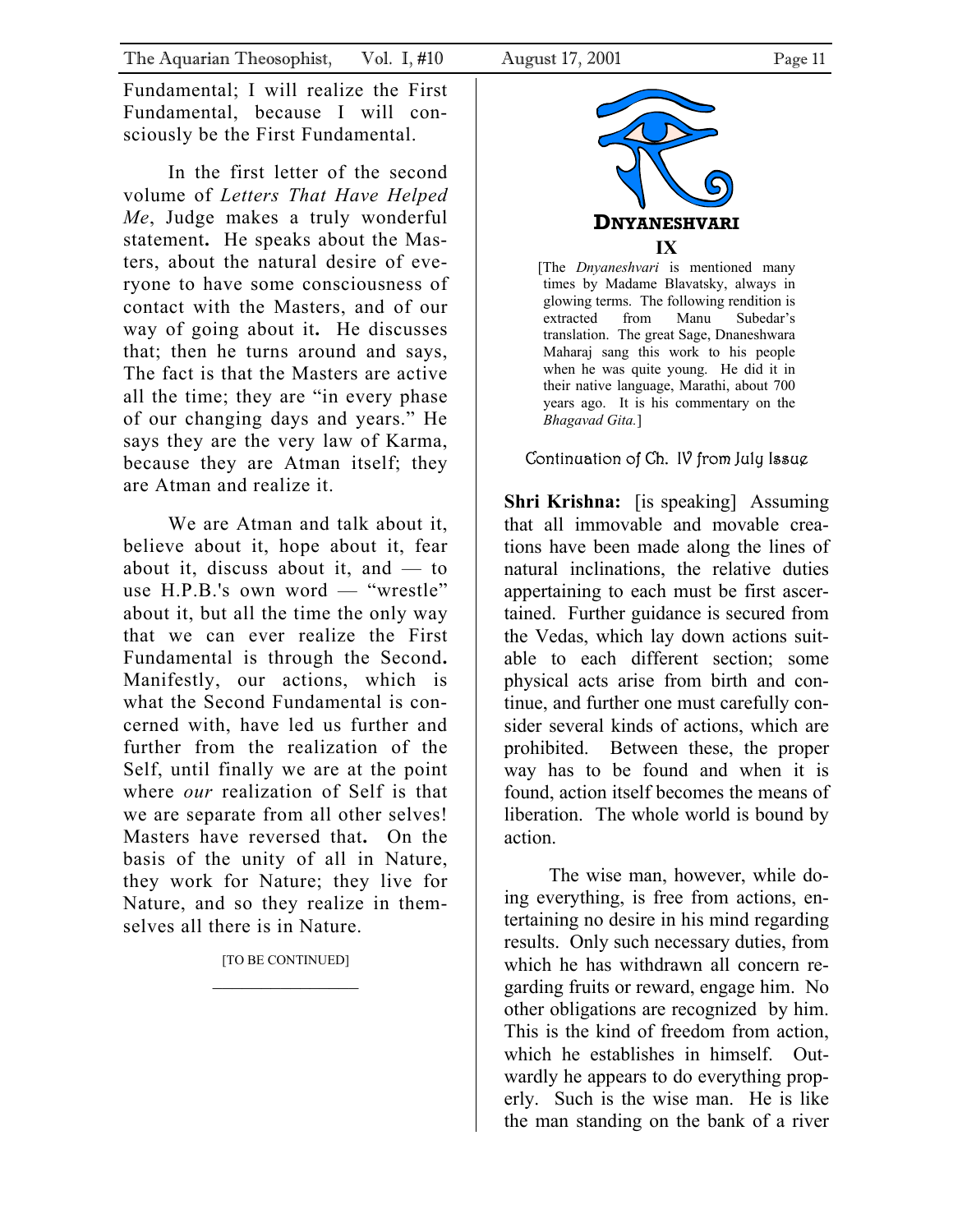Fundamental; I will realize the First Fundamental, because I will consciously be the First Fundamental.

In the first letter of the second volume of *Letters That Have Helped Me*, Judge makes a truly wonderful statement**.** He speaks about the Masters, about the natural desire of everyone to have some consciousness of contact with the Masters, and of our way of going about it**.** He discusses that; then he turns around and says, The fact is that the Masters are active all the time; they are "in every phase of our changing days and years." He says they are the very law of Karma, because they are Atman itself; they are Atman and realize it.

We are Atman and talk about it, believe about it, hope about it, fear about it, discuss about it, and — to use H.P.B.'s own word — "wrestle" about it, but all the time the only way that we can ever realize the First Fundamental is through the Second**.** Manifestly, our actions, which is what the Second Fundamental is concerned with, have led us further and further from the realization of the Self, until finally we are at the point where *our* realization of Self is that we are separate from all other selves! Masters have reversed that**.** On the basis of the unity of all in Nature, they work for Nature; they live for Nature, and so they realize in themselves all there is in Nature.

[TO BE CONTINUED]

---

## DNYANESHVARI

### IX

[The *Dnyaneshvari* is mentioned many times by Madame Blavatsky, always in glowing terms. The following rendition is extracted from Manu Subedar's translation. The great Sage, Dnaneshwara Maharaj sang this work to his people when he was quite young. He did it in their native language, Marathi, about 700 years ago. It is his commentary on the *Bhagavad Gita.*]

Continuation of Ch. IV from July Issue

**Shri Krishna:** [is speaking] Assuming that all immovable and movable creations have been made along the lines of natural inclinations, the relative duties appertaining to each must be first ascertained. Further guidance is secured from the Vedas, which lay down actions suitable to each different section; some physical acts arise from birth and continue, and further one must carefully consider several kinds of actions, which are prohibited. Between these, the proper way has to be found and when it is found, action itself becomes the means of liberation. The whole world is bound by action.

The wise man, however, while doing everything, is free from actions, entertaining no desire in his mind regarding results. Only such necessary duties, from which he has withdrawn all concern regarding fruits or reward, engage him. No other obligations are recognized by him. This is the kind of freedom from action, which he establishes in himself. Outwardly he appears to do everything properly. Such is the wise man. He is like the man standing on the bank of a river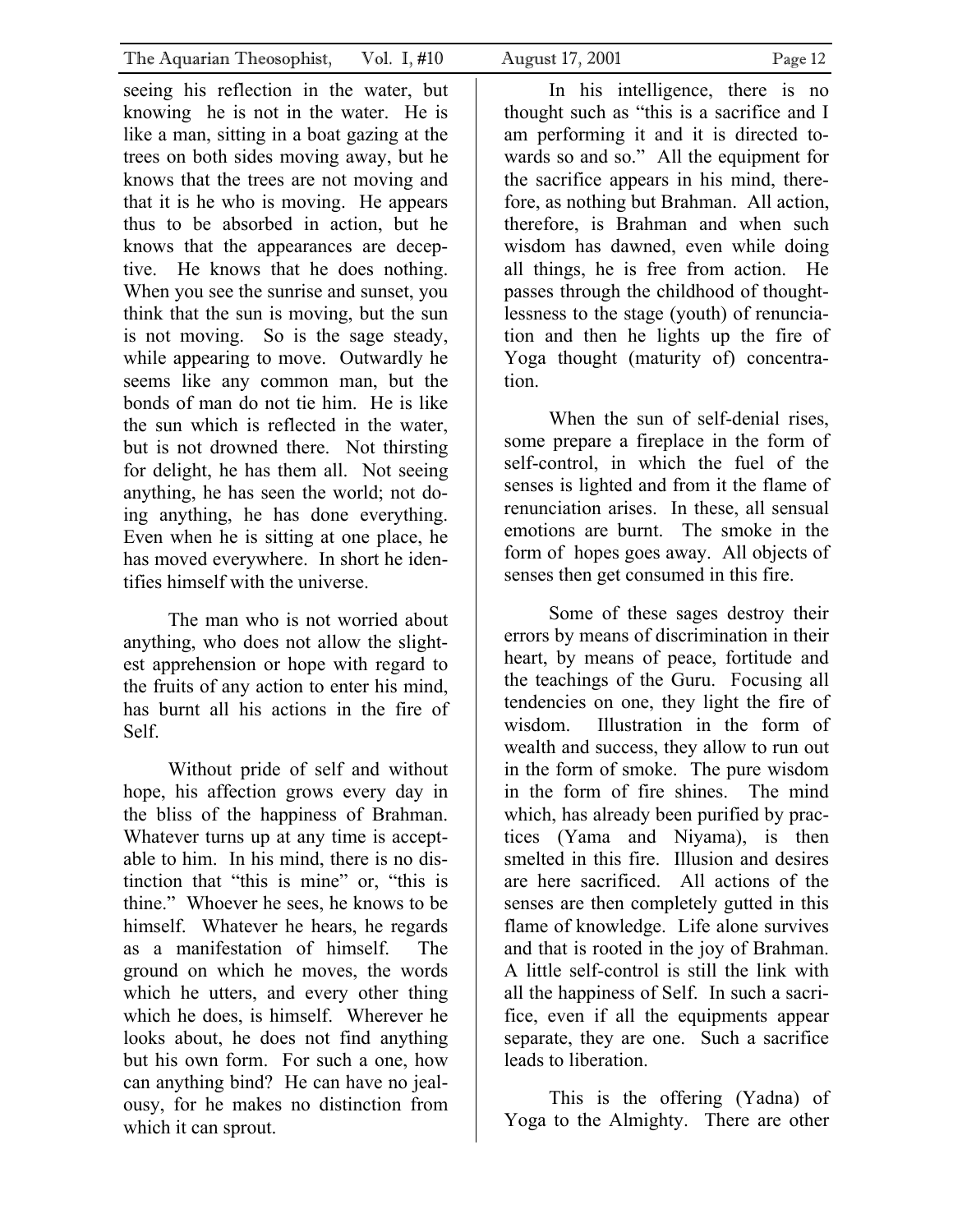seeing his reflection in the water, but knowing he is not in the water. He is like a man, sitting in a boat gazing at the trees on both sides moving away, but he knows that the trees are not moving and that it is he who is moving. He appears thus to be absorbed in action, but he knows that the appearances are deceptive. He knows that he does nothing. When you see the sunrise and sunset, you think that the sun is moving, but the sun is not moving. So is the sage steady, while appearing to move. Outwardly he seems like any common man, but the bonds of man do not tie him. He is like the sun which is reflected in the water, but is not drowned there. Not thirsting for delight, he has them all. Not seeing anything, he has seen the world; not doing anything, he has done everything. Even when he is sitting at one place, he has moved everywhere. In short he identifies himself with the universe.

The man who is not worried about anything, who does not allow the slightest apprehension or hope with regard to the fruits of any action to enter his mind, has burnt all his actions in the fire of Self.

Without pride of self and without hope, his affection grows every day in the bliss of the happiness of Brahman. Whatever turns up at any time is acceptable to him. In his mind, there is no distinction that "this is mine" or, "this is thine." Whoever he sees, he knows to be himself. Whatever he hears, he regards as a manifestation of himself. The ground on which he moves, the words which he utters, and every other thing which he does, is himself. Wherever he looks about, he does not find anything but his own form. For such a one, how can anything bind? He can have no jealousy, for he makes no distinction from which it can sprout.

In his intelligence, there is no thought such as "this is a sacrifice and I am performing it and it is directed towards so and so." All the equipment for the sacrifice appears in his mind, therefore, as nothing but Brahman. All action, therefore, is Brahman and when such wisdom has dawned, even while doing all things, he is free from action. He passes through the childhood of thoughtlessness to the stage (youth) of renunciation and then he lights up the fire of Yoga thought (maturity of) concentration.

When the sun of self-denial rises, some prepare a fireplace in the form of self-control, in which the fuel of the senses is lighted and from it the flame of renunciation arises. In these, all sensual emotions are burnt. The smoke in the form of hopes goes away. All objects of senses then get consumed in this fire.

Some of these sages destroy their errors by means of discrimination in their heart, by means of peace, fortitude and the teachings of the Guru. Focusing all tendencies on one, they light the fire of wisdom. Illustration in the form of wealth and success, they allow to run out in the form of smoke. The pure wisdom in the form of fire shines. The mind which, has already been purified by practices (Yama and Niyama), is then smelted in this fire. Illusion and desires are here sacrificed. All actions of the senses are then completely gutted in this flame of knowledge. Life alone survives and that is rooted in the joy of Brahman. A little self-control is still the link with all the happiness of Self. In such a sacrifice, even if all the equipments appear separate, they are one. Such a sacrifice leads to liberation.

This is the offering (Yadna) of Yoga to the Almighty. There are other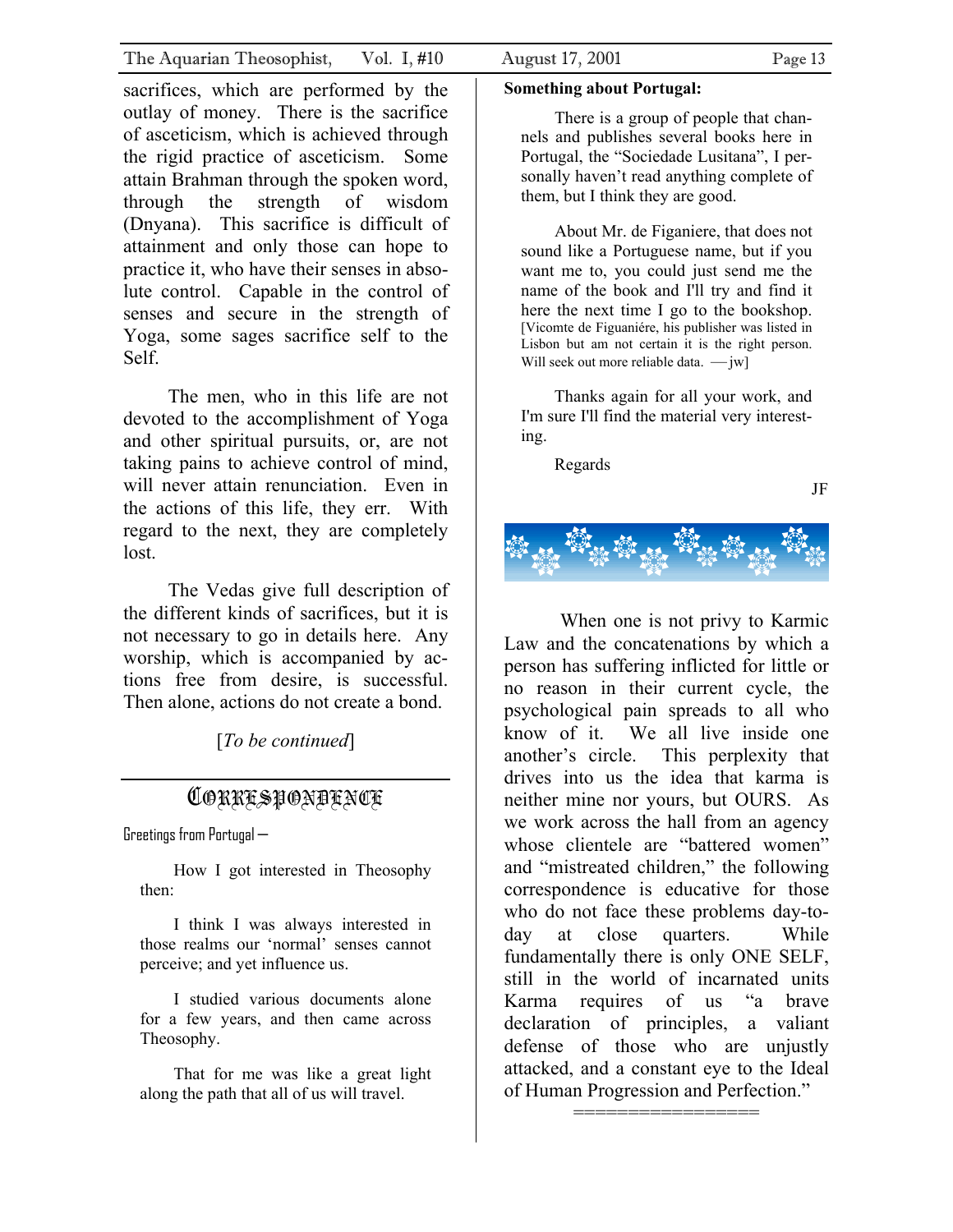sacrifices, which are performed by the outlay of money. There is the sacrifice of asceticism, which is achieved through the rigid practice of asceticism. Some attain Brahman through the spoken word, through the strength of wisdom (Dnyana). This sacrifice is difficult of attainment and only those can hope to practice it, who have their senses in absolute control. Capable in the control of senses and secure in the strength of Yoga, some sages sacrifice self to the Self.

The men, who in this life are not devoted to the accomplishment of Yoga and other spiritual pursuits, or, are not taking pains to achieve control of mind, will never attain renunciation. Even in the actions of this life, they err. With regard to the next, they are completely lost.

The Vedas give full description of the different kinds of sacrifices, but it is not necessary to go in details here. Any worship, which is accompanied by actions free from desire, is successful. Then alone, actions do not create a bond.

[*To be continued*]

## Correspondence

Greetings from Portugal —

How I got interested in Theosophy then:

I think I was always interested in those realms our 'normal' senses cannot perceive; and yet influence us.

I studied various documents alone for a few years, and then came across Theosophy.

That for me was like a great light along the path that all of us will travel.

**Something about Portugal:**

There is a group of people that channels and publishes several books here in Portugal, the "Sociedade Lusitana", I personally haven't read anything complete of them, but I think they are good.

About Mr. de Figaniere, that does not sound like a Portuguese name, but if you want me to, you could just send me the name of the book and I'll try and find it here the next time I go to the bookshop. [Vicomte de Figuaniére, his publisher was listed in Lisbon but am not certain it is the right person. Will seek out more reliable data. —jw]

Thanks again for all your work, and I'm sure I'll find the material very interesting.

Regards

JF

When one is not privy to Karmic Law and the concatenations by which a person has suffering inflicted for little or no reason in their current cycle, the psychological pain spreads to all who know of it. We all live inside one another's circle. This perplexity that drives into us the idea that karma is neither mine nor yours, but OURS. As we work across the hall from an agency whose clientele are "battered women" and "mistreated children," the following correspondence is educative for those who do not face these problems day-to-day at close quarters. While fundamentally there is only ONE SELF, still in the world of incarnated units Karma requires of us "a brave declaration of principles, a valiant defense of those who are unjustly attacked, and a constant eye to the Ideal of Human Progression and Perfection."

==================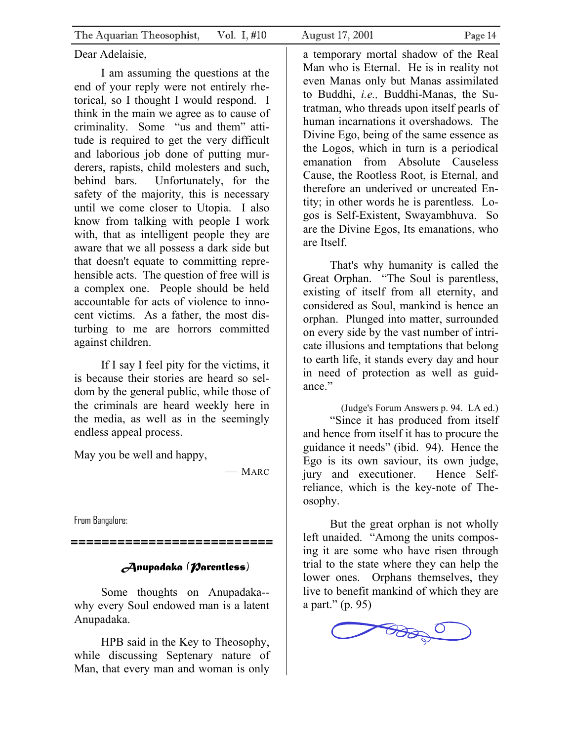Dear Adelaisie,

I am assuming the questions at the end of your reply were not entirely rhetorical, so I thought I would respond. I think in the main we agree as to cause of criminality. Some "us and them" attitude is required to get the very difficult and laborious job done of putting murderers, rapists, child molesters and such, behind bars. Unfortunately, for the safety of the majority, this is necessary until we come closer to Utopia. I also know from talking with people I work with, that as intelligent people they are aware that we all possess a dark side but that doesn't equate to committing reprehensible acts. The question of free will is a complex one. People should be held accountable for acts of violence to innocent victims. As a father, the most disturbing to me are horrors committed against children.

If I say I feel pity for the victims, it is because their stories are heard so seldom by the general public, while those of the criminals are heard weekly here in the media, as well as in the seemingly endless appeal process.

May you be well and happy,

— Marc

From Bangalore:

==========================

## *Anupadaka (Parentless)*

Some thoughts on Anupadaka--why every Soul endowed man is a latent Anupadaka.

HPB said in the Key to Theosophy, while discussing Septenary nature of Man, that every man and woman is only a temporary mortal shadow of the Real Man who is Eternal. He is in reality not even Manas only but Manas assimilated to Buddhi, *i.e.,* Buddhi-Manas, the Sutratman, who threads upon itself pearls of human incarnations it overshadows. The Divine Ego, being of the same essence as the Logos, which in turn is a periodical emanation from Absolute Causeless Cause, the Rootless Root, is Eternal, and therefore an underived or uncreated Entity; in other words he is parentless. Logos is Self-Existent, Swayambhuva. So are the Divine Egos, Its emanations, who are Itself.

That's why humanity is called the Great Orphan. "The Soul is parentless, existing of itself from all eternity, and considered as Soul, mankind is hence an orphan. Plunged into matter, surrounded on every side by the vast number of intricate illusions and temptations that belong to earth life, it stands every day and hour in need of protection as well as guidance."

(Judge's Forum Answers p. 94. LA ed.)

"Since it has produced from itself and hence from itself it has to procure the guidance it needs" (ibid. 94). Hence the Ego is its own saviour, its own judge, jury and executioner. Hence Self-reliance, which is the key-note of Theosophy.

But the great orphan is not wholly left unaided. "Among the units composing it are some who have risen through trial to the state where they can help the lower ones. Orphans themselves, they live to benefit mankind of which they are a part." (p. 95)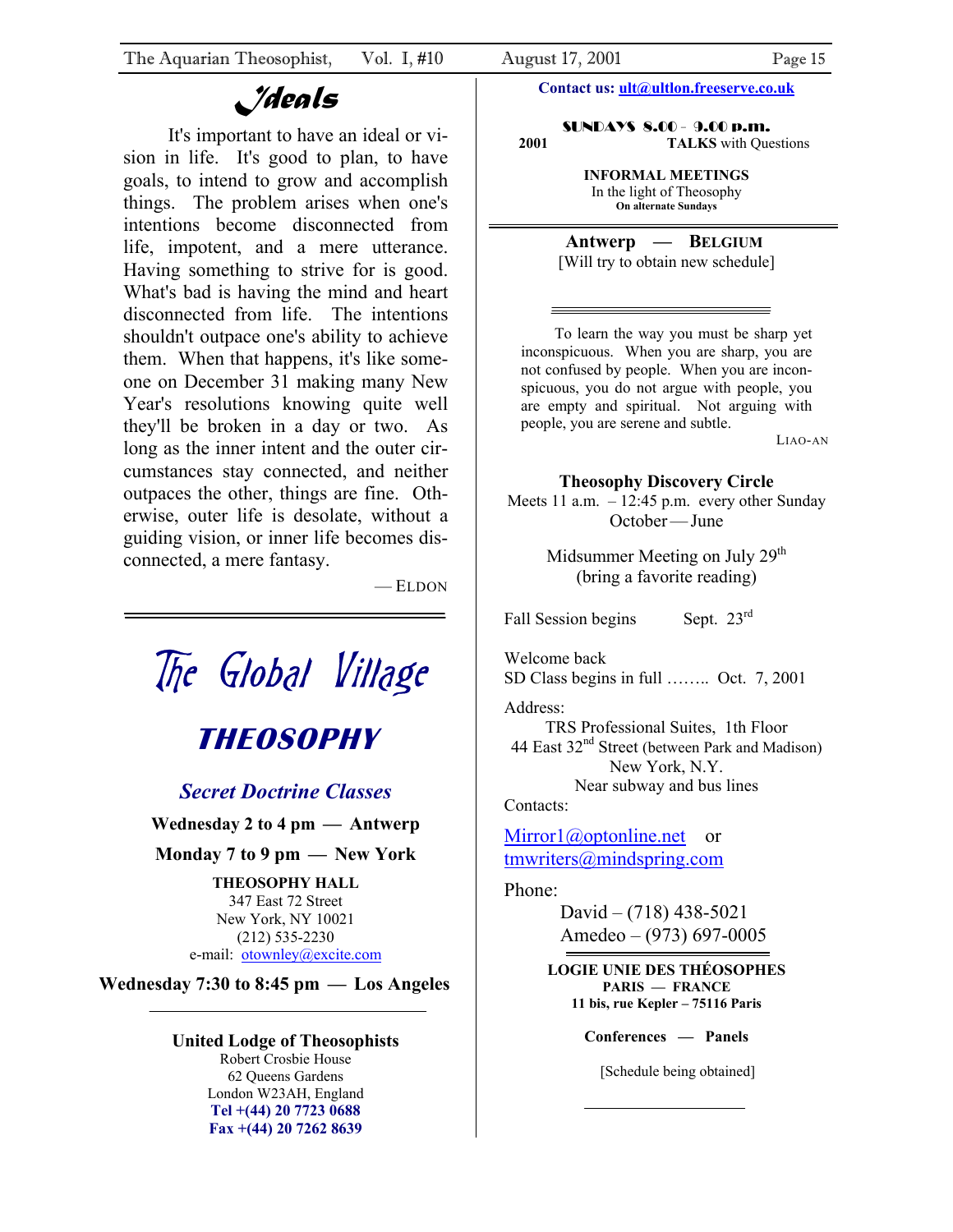# Ideals

It's important to have an ideal or vision in life. It's good to plan, to have goals, to intend to grow and accomplish things. The problem arises when one's intentions become disconnected from life, impotent, and a mere utterance. Having something to strive for is good. What's bad is having the mind and heart disconnected from life. The intentions shouldn't outpace one's ability to achieve them. When that happens, it's like someone on December 31 making many New Year's resolutions knowing quite well they'll be broken in a day or two. As long as the inner intent and the outer circumstances stay connected, and neither outpaces the other, things are fine. Otherwise, outer life is desolate, without a guiding vision, or inner life becomes disconnected, a mere fantasy.

— ELDON

---

# The Global Village

## THEOSOPHY

### *Secret Doctrine Classes*

**Wednesday 2 to 4 pm — Antwerp**

**Monday 7 to 9 pm — New York**

**THEOSOPHY HALL**
347 East 72 Street
New York, NY 10021
(212) 535-2230
e-mail: otownley@excite.com

**Wednesday 7:30 to 8:45 pm — Los Angeles**

---

**United Lodge of Theosophists**
Robert Crosbie House
62 Queens Gardens
London W23AH, England
**Tel +(44) 20 7723 0688**
**Fax +(44) 20 7262 8639**

**Contact us: ult@ultlon.freeserve.co.uk**

**SUNDAYS 8.00 - 9.00 p.m.**
**2001** **TALKS** with Questions

**INFORMAL MEETINGS**
In the light of Theosophy
**On alternate Sundays**

---

**Antwerp — BELGIUM**
[Will try to obtain new schedule]

---

To learn the way you must be sharp yet inconspicuous. When you are sharp, you are not confused by people. When you are inconspicuous, you do not argue with people, you are empty and spiritual. Not arguing with people, you are serene and subtle.

LIAO-AN

**Theosophy Discovery Circle**
Meets 11 a.m. – 12:45 p.m. every other Sunday
October — June

Midsummer Meeting on July 29th
(bring a favorite reading)

Fall Session begins Sept. 23rd

Welcome back
SD Class begins in full …….. Oct. 7, 2001

Address:
TRS Professional Suites, 1th Floor
44 East 32nd Street (between Park and Madison)
New York, N.Y.
Near subway and bus lines

Contacts:

Mirror1@optonline.net or
tmwriters@mindspring.com

Phone:
David – (718) 438-5021
Amedeo – (973) 697-0005

---

**LOGIE UNIE DES THÉOSOPHES**
**PARIS — FRANCE**
**11 bis, rue Kepler – 75116 Paris**

**Conferences — Panels**

[Schedule being obtained]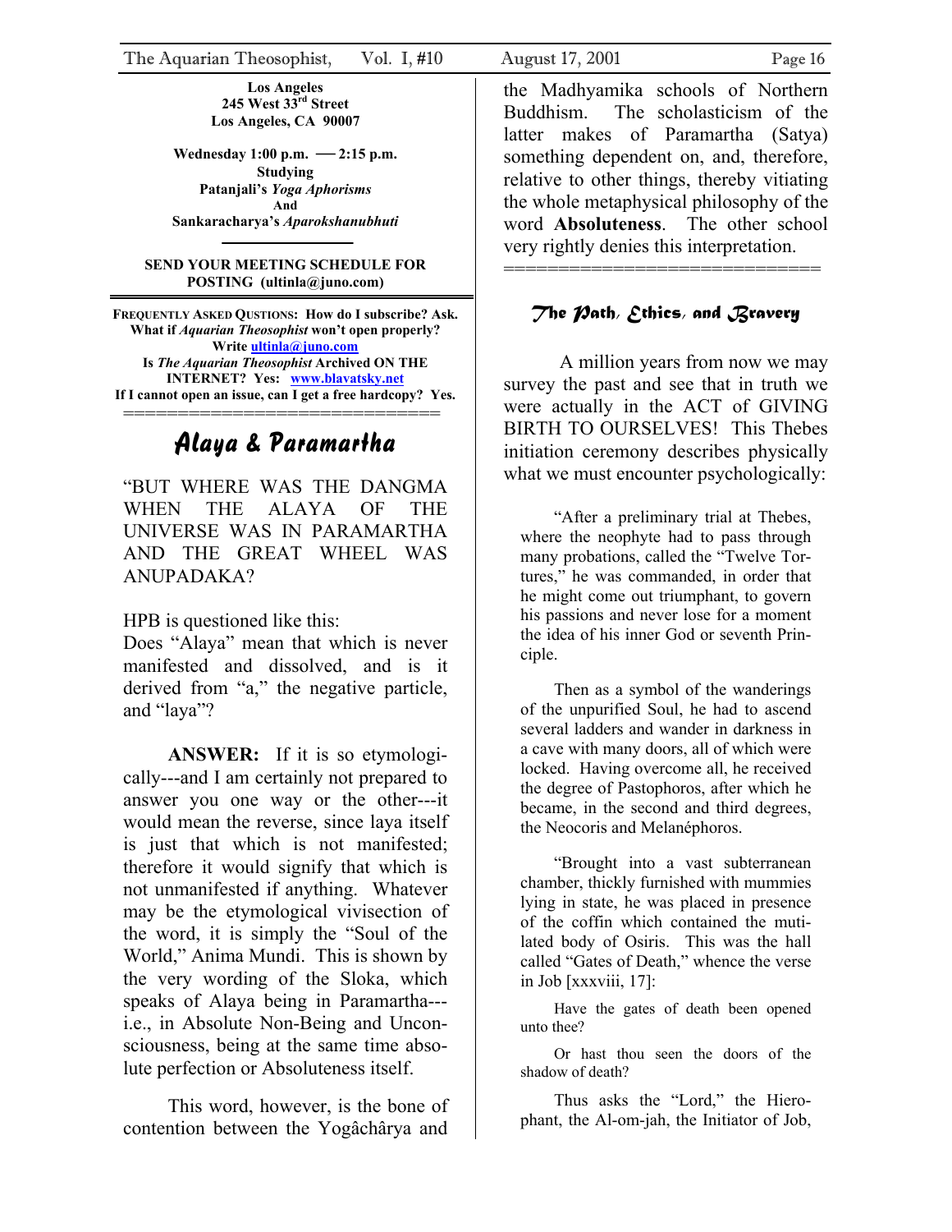**Los Angeles**
**245 West 33rd Street**
**Los Angeles, CA 90007**

**Wednesday 1:00 p.m. — 2:15 p.m.**
**Studying**
**Patanjali's *Yoga Aphorisms***
**And**
**Sankaracharya's *Aparokshanubhuti***

---

**SEND YOUR MEETING SCHEDULE FOR POSTING (ultinla@juno.com)**

---

**FREQUENTLY ASKED QUESTIONS: How do I subscribe? Ask. What if *Aquarian Theosophist* won't open properly? Write ultinla@juno.com**
**Is *The Aquarian Theosophist* Archived ON THE INTERNET? Yes: www.blavatsky.net**
**If I cannot open an issue, can I get a free hardcopy? Yes.**

==============================

# Alaya & Paramartha

"BUT WHERE WAS THE DANGMA WHEN THE ALAYA OF THE UNIVERSE WAS IN PARAMARTHA AND THE GREAT WHEEL WAS ANUPADAKA?

HPB is questioned like this:
Does "Alaya" mean that which is never manifested and dissolved, and is it derived from "a," the negative particle, and "laya"?

**ANSWER:** If it is so etymologically---and I am certainly not prepared to answer you one way or the other---it would mean the reverse, since laya itself is just that which is not manifested; therefore it would signify that which is not unmanifested if anything. Whatever may be the etymological vivisection of the word, it is simply the "Soul of the World," Anima Mundi. This is shown by the very wording of the Sloka, which speaks of Alaya being in Paramartha---i.e., in Absolute Non-Being and Unconsciousness, being at the same time absolute perfection or Absoluteness itself.

This word, however, is the bone of contention between the Yogâchârya and the Madhyamika schools of Northern Buddhism. The scholasticism of the latter makes of Paramartha (Satya) something dependent on, and, therefore, relative to other things, thereby vitiating the whole metaphysical philosophy of the word **Absoluteness**. The other school very rightly denies this interpretation.

==============================

## The Path, Ethics, and Bravery

A million years from now we may survey the past and see that in truth we were actually in the ACT of GIVING BIRTH TO OURSELVES! This Thebes initiation ceremony describes physically what we must encounter psychologically:

> "After a preliminary trial at Thebes, where the neophyte had to pass through many probations, called the "Twelve Tortures," he was commanded, in order that he might come out triumphant, to govern his passions and never lose for a moment the idea of his inner God or seventh Principle.
>
> Then as a symbol of the wanderings of the unpurified Soul, he had to ascend several ladders and wander in darkness in a cave with many doors, all of which were locked. Having overcome all, he received the degree of Pastophoros, after which he became, in the second and third degrees, the Neocoris and Melanéphoros.
>
> "Brought into a vast subterranean chamber, thickly furnished with mummies lying in state, he was placed in presence of the coffin which contained the mutilated body of Osiris. This was the hall called "Gates of Death," whence the verse in Job [xxxviii, 17]:
>
> Have the gates of death been opened unto thee?
>
> Or hast thou seen the doors of the shadow of death?
>
> Thus asks the "Lord," the Hierophant, the Al-om-jah, the Initiator of Job,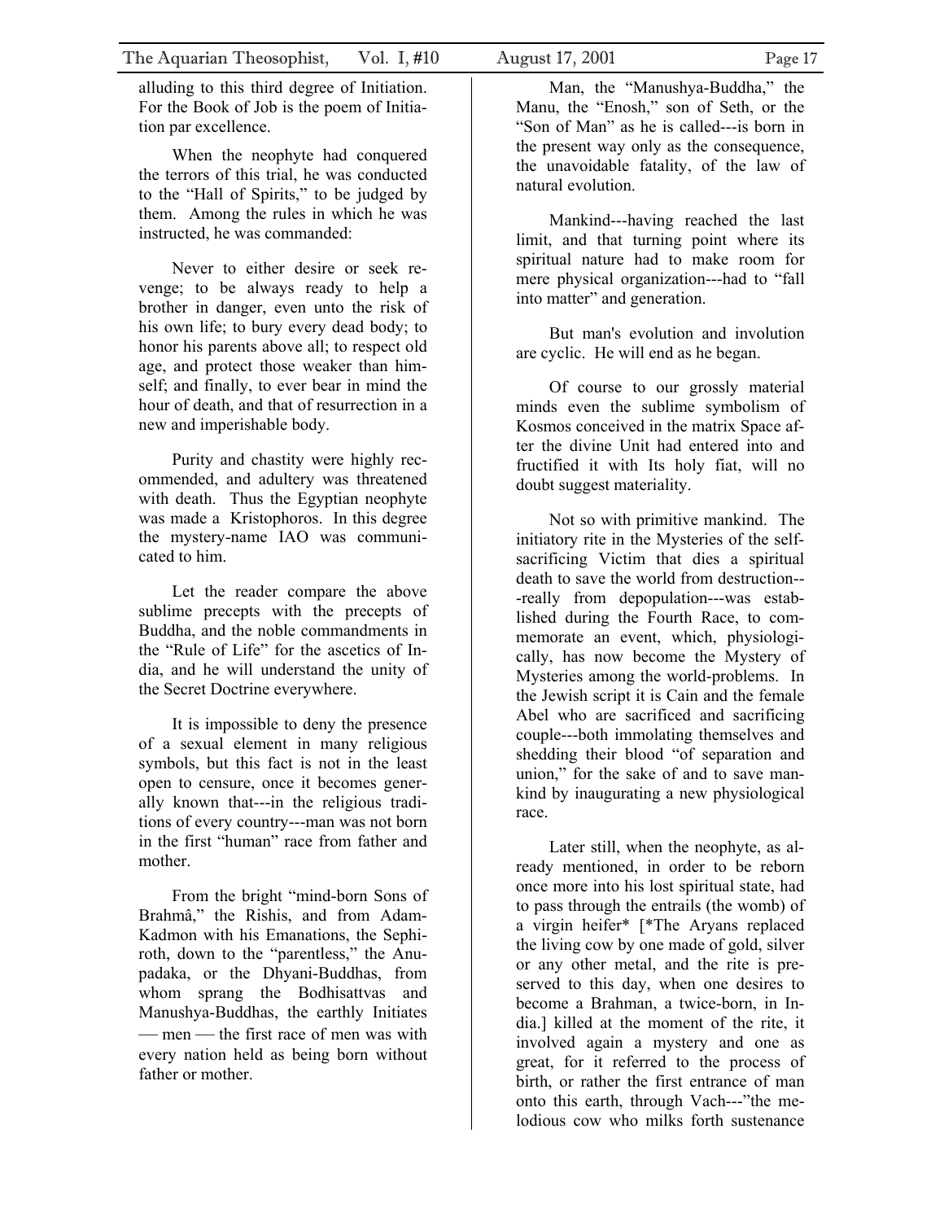alluding to this third degree of Initiation. For the Book of Job is the poem of Initiation par excellence.

When the neophyte had conquered the terrors of this trial, he was conducted to the "Hall of Spirits," to be judged by them. Among the rules in which he was instructed, he was commanded:

Never to either desire or seek revenge; to be always ready to help a brother in danger, even unto the risk of his own life; to bury every dead body; to honor his parents above all; to respect old age, and protect those weaker than himself; and finally, to ever bear in mind the hour of death, and that of resurrection in a new and imperishable body.

Purity and chastity were highly recommended, and adultery was threatened with death. Thus the Egyptian neophyte was made a Kristophoros. In this degree the mystery-name IAO was communicated to him.

Let the reader compare the above sublime precepts with the precepts of Buddha, and the noble commandments in the "Rule of Life" for the ascetics of India, and he will understand the unity of the Secret Doctrine everywhere.

It is impossible to deny the presence of a sexual element in many religious symbols, but this fact is not in the least open to censure, once it becomes generally known that---in the religious traditions of every country---man was not born in the first "human" race from father and mother.

From the bright "mind-born Sons of Brahmâ," the Rishis, and from Adam-Kadmon with his Emanations, the Sephiroth, down to the "parentless," the Anupadaka, or the Dhyani-Buddhas, from whom sprang the Bodhisattvas and Manushya-Buddhas, the earthly Initiates — men — the first race of men was with every nation held as being born without father or mother.

Man, the "Manushya-Buddha," the Manu, the "Enosh," son of Seth, or the "Son of Man" as he is called---is born in the present way only as the consequence, the unavoidable fatality, of the law of natural evolution.

Mankind---having reached the last limit, and that turning point where its spiritual nature had to make room for mere physical organization---had to "fall into matter" and generation.

But man's evolution and involution are cyclic. He will end as he began.

Of course to our grossly material minds even the sublime symbolism of Kosmos conceived in the matrix Space after the divine Unit had entered into and fructified it with Its holy fiat, will no doubt suggest materiality.

Not so with primitive mankind. The initiatory rite in the Mysteries of the self-sacrificing Victim that dies a spiritual death to save the world from destruction---really from depopulation---was established during the Fourth Race, to commemorate an event, which, physiologically, has now become the Mystery of Mysteries among the world-problems. In the Jewish script it is Cain and the female Abel who are sacrificed and sacrificing couple---both immolating themselves and shedding their blood "of separation and union," for the sake of and to save mankind by inaugurating a new physiological race.

Later still, when the neophyte, as already mentioned, in order to be reborn once more into his lost spiritual state, had to pass through the entrails (the womb) of a virgin heifer* [*The Aryans replaced the living cow by one made of gold, silver or any other metal, and the rite is preserved to this day, when one desires to become a Brahman, a twice-born, in India.] killed at the moment of the rite, it involved again a mystery and one as great, for it referred to the process of birth, or rather the first entrance of man onto this earth, through Vach---"the melodious cow who milks forth sustenance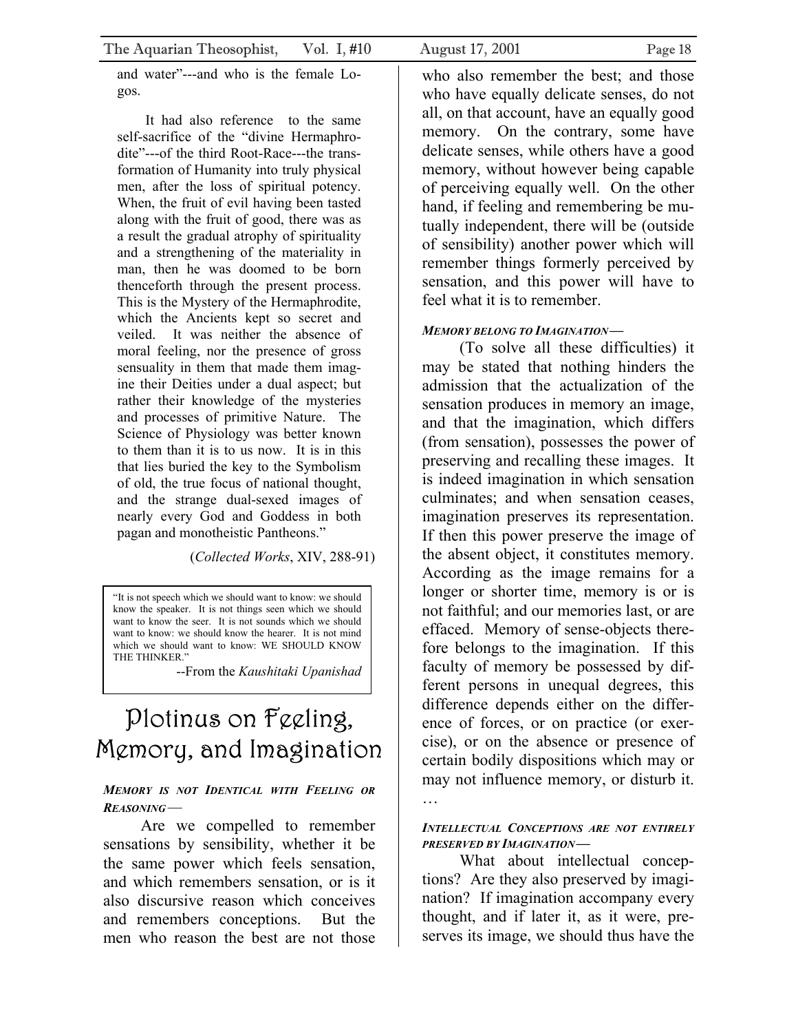and water"---and who is the female Logos.

It had also reference to the same self-sacrifice of the "divine Hermaphrodite"---of the third Root-Race---the transformation of Humanity into truly physical men, after the loss of spiritual potency. When, the fruit of evil having been tasted along with the fruit of good, there was as a result the gradual atrophy of spirituality and a strengthening of the materiality in man, then he was doomed to be born thenceforth through the present process. This is the Mystery of the Hermaphrodite, which the Ancients kept so secret and veiled. It was neither the absence of moral feeling, nor the presence of gross sensuality in them that made them imagine their Deities under a dual aspect; but rather their knowledge of the mysteries and processes of primitive Nature. The Science of Physiology was better known to them than it is to us now. It is in this that lies buried the key to the Symbolism of old, the true focus of national thought, and the strange dual-sexed images of nearly every God and Goddess in both pagan and monotheistic Pantheons."

(*Collected Works*, XIV, 288-91)

> "It is not speech which we should want to know: we should know the speaker. It is not things seen which we should want to know the seer. It is not sounds which we should want to know: we should know the hearer. It is not mind which we should want to know: WE SHOULD KNOW THE THINKER."
>
> --From the *Kaushitaki Upanishad*

# Plotinus on Feeling, Memory, and Imagination

***Memory is not Identical with Feeling or Reasoning***—

Are we compelled to remember sensations by sensibility, whether it be the same power which feels sensation, and which remembers sensation, or is it also discursive reason which conceives and remembers conceptions. But the men who reason the best are not those who also remember the best; and those who have equally delicate senses, do not all, on that account, have an equally good memory. On the contrary, some have delicate senses, while others have a good memory, without however being capable of perceiving equally well. On the other hand, if feeling and remembering be mutually independent, there will be (outside of sensibility) another power which will remember things formerly perceived by sensation, and this power will have to feel what it is to remember.

***Memory belong to Imagination***—

(To solve all these difficulties) it may be stated that nothing hinders the admission that the actualization of the sensation produces in memory an image, and that the imagination, which differs (from sensation), possesses the power of preserving and recalling these images. It is indeed imagination in which sensation culminates; and when sensation ceases, imagination preserves its representation. If then this power preserve the image of the absent object, it constitutes memory. According as the image remains for a longer or shorter time, memory is or is not faithful; and our memories last, or are effaced. Memory of sense-objects therefore belongs to the imagination. If this faculty of memory be possessed by different persons in unequal degrees, this difference depends either on the difference of forces, or on practice (or exercise), or on the absence or presence of certain bodily dispositions which may or may not influence memory, or disturb it. …

***Intellectual Conceptions are not entirely preserved by Imagination***—

What about intellectual conceptions? Are they also preserved by imagination? If imagination accompany every thought, and if later it, as it were, preserves its image, we should thus have the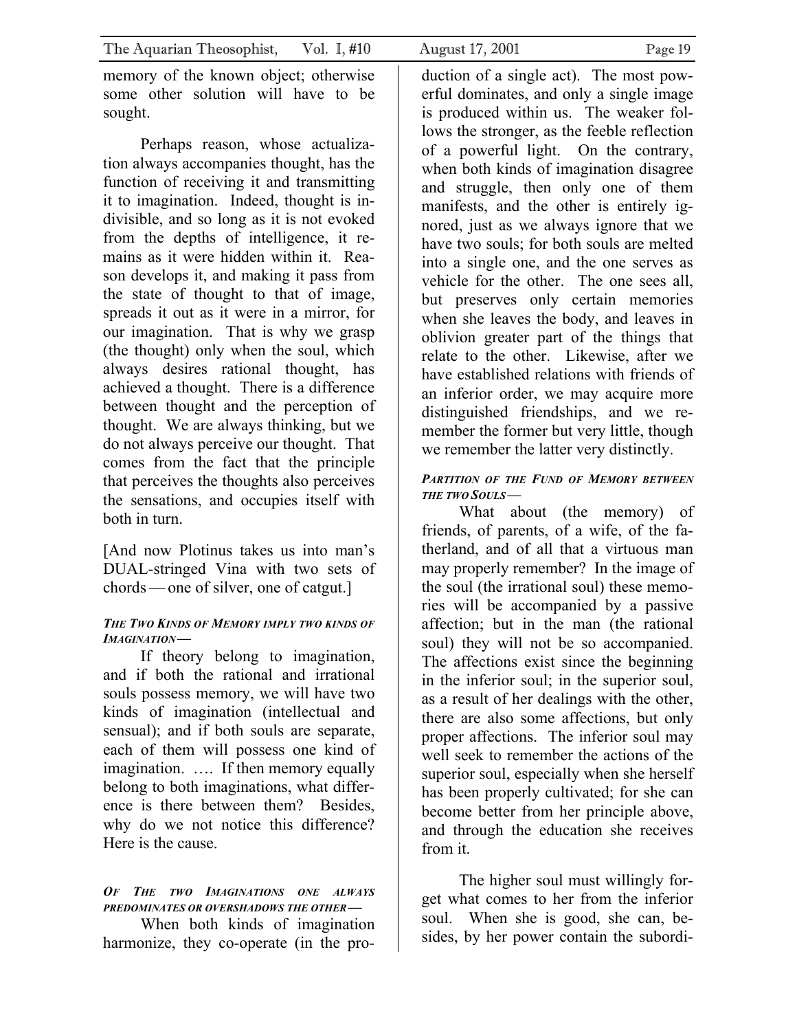memory of the known object; otherwise some other solution will have to be sought.

Perhaps reason, whose actualization always accompanies thought, has the function of receiving it and transmitting it to imagination. Indeed, thought is indivisible, and so long as it is not evoked from the depths of intelligence, it remains as it were hidden within it. Reason develops it, and making it pass from the state of thought to that of image, spreads it out as it were in a mirror, for our imagination. That is why we grasp (the thought) only when the soul, which always desires rational thought, has achieved a thought. There is a difference between thought and the perception of thought. We are always thinking, but we do not always perceive our thought. That comes from the fact that the principle that perceives the thoughts also perceives the sensations, and occupies itself with both in turn.

[And now Plotinus takes us into man's DUAL-stringed Vina with two sets of chords — one of silver, one of catgut.]

***THE TWO KINDS OF MEMORY IMPLY TWO KINDS OF IMAGINATION—***

If theory belong to imagination, and if both the rational and irrational souls possess memory, we will have two kinds of imagination (intellectual and sensual); and if both souls are separate, each of them will possess one kind of imagination. …. If then memory equally belong to both imaginations, what difference is there between them? Besides, why do we not notice this difference? Here is the cause.

***OF THE TWO IMAGINATIONS ONE ALWAYS PREDOMINATES OR OVERSHADOWS THE OTHER—***

When both kinds of imagination harmonize, they co-operate (in the production of a single act). The most powerful dominates, and only a single image is produced within us. The weaker follows the stronger, as the feeble reflection of a powerful light. On the contrary, when both kinds of imagination disagree and struggle, then only one of them manifests, and the other is entirely ignored, just as we always ignore that we have two souls; for both souls are melted into a single one, and the one serves as vehicle for the other. The one sees all, but preserves only certain memories when she leaves the body, and leaves in oblivion greater part of the things that relate to the other. Likewise, after we have established relations with friends of an inferior order, we may acquire more distinguished friendships, and we remember the former but very little, though we remember the latter very distinctly.

***PARTITION OF THE FUND OF MEMORY BETWEEN THE TWO SOULS—***

What about (the memory) of friends, of parents, of a wife, of the fatherland, and of all that a virtuous man may properly remember? In the image of the soul (the irrational soul) these memories will be accompanied by a passive affection; but in the man (the rational soul) they will not be so accompanied. The affections exist since the beginning in the inferior soul; in the superior soul, as a result of her dealings with the other, there are also some affections, but only proper affections. The inferior soul may well seek to remember the actions of the superior soul, especially when she herself has been properly cultivated; for she can become better from her principle above, and through the education she receives from it.

The higher soul must willingly forget what comes to her from the inferior soul. When she is good, she can, besides, by her power contain the subordi-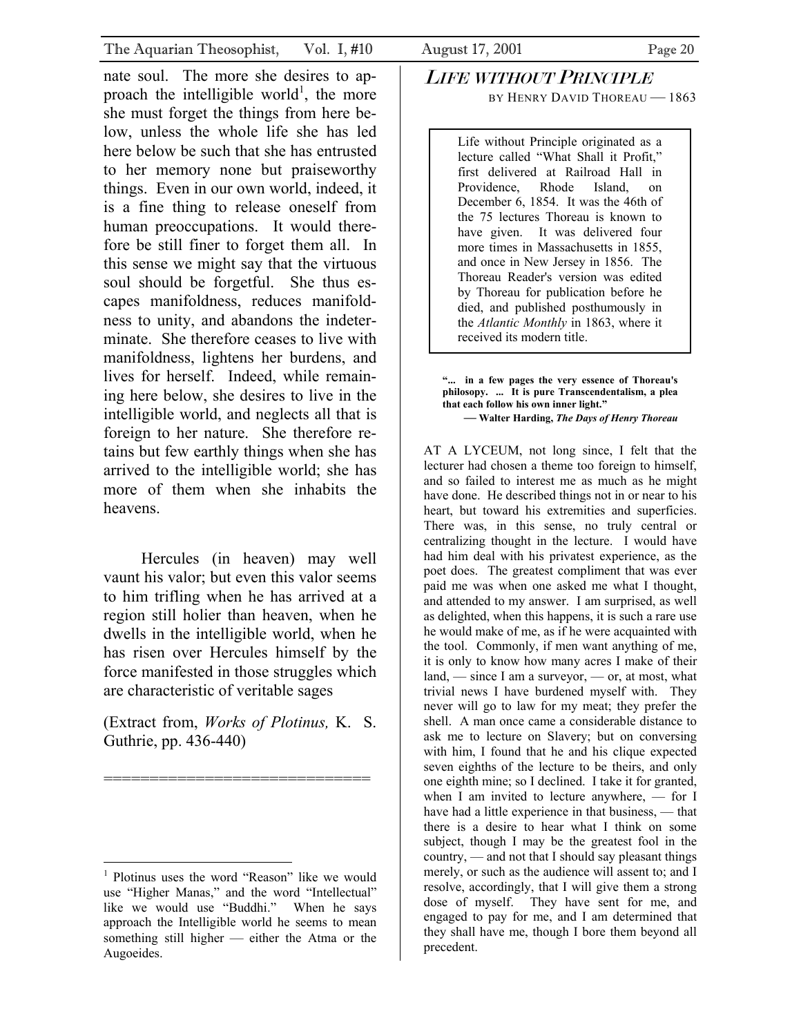nate soul. The more she desires to approach the intelligible world[1], the more she must forget the things from here below, unless the whole life she has led here below be such that she has entrusted to her memory none but praiseworthy things. Even in our own world, indeed, it is a fine thing to release oneself from human preoccupations. It would therefore be still finer to forget them all. In this sense we might say that the virtuous soul should be forgetful. She thus escapes manifoldness, reduces manifoldness to unity, and abandons the indeterminate. She therefore ceases to live with manifoldness, lightens her burdens, and lives for herself. Indeed, while remaining here below, she desires to live in the intelligible world, and neglects all that is foreign to her nature. She therefore retains but few earthly things when she has arrived to the intelligible world; she has more of them when she inhabits the heavens.

Hercules (in heaven) may well vaunt his valor; but even this valor seems to him trifling when he has arrived at a region still holier than heaven, when he dwells in the intelligible world, when he has risen over Hercules himself by the force manifested in those struggles which are characteristic of veritable sages

(Extract from, *Works of Plotinus,* K. S. Guthrie, pp. 436-440)

==============================

[1] Plotinus uses the word "Reason" like we would use "Higher Manas," and the word "Intellectual" like we would use "Buddhi." When he says approach the Intelligible world he seems to mean something still higher — either the Atma or the Augoeides.

# *Life without Principle*

BY HENRY DAVID THOREAU — 1863

> Life without Principle originated as a lecture called "What Shall it Profit," first delivered at Railroad Hall in Providence, Rhode Island, on December 6, 1854. It was the 46th of the 75 lectures Thoreau is known to have given. It was delivered four more times in Massachusetts in 1855, and once in New Jersey in 1856. The Thoreau Reader's version was edited by Thoreau for publication before he died, and published posthumously in the *Atlantic Monthly* in 1863, where it received its modern title.

**"... in a few pages the very essence of Thoreau's philosopy. ... It is pure Transcendentalism, a plea that each follow his own inner light."**
**— Walter Harding, *The Days of Henry Thoreau***

AT A LYCEUM, not long since, I felt that the lecturer had chosen a theme too foreign to himself, and so failed to interest me as much as he might have done. He described things not in or near to his heart, but toward his extremities and superficies. There was, in this sense, no truly central or centralizing thought in the lecture. I would have had him deal with his privatest experience, as the poet does. The greatest compliment that was ever paid me was when one asked me what I thought, and attended to my answer. I am surprised, as well as delighted, when this happens, it is such a rare use he would make of me, as if he were acquainted with the tool. Commonly, if men want anything of me, it is only to know how many acres I make of their land, — since I am a surveyor, — or, at most, what trivial news I have burdened myself with. They never will go to law for my meat; they prefer the shell. A man once came a considerable distance to ask me to lecture on Slavery; but on conversing with him, I found that he and his clique expected seven eighths of the lecture to be theirs, and only one eighth mine; so I declined. I take it for granted, when I am invited to lecture anywhere, — for I have had a little experience in that business, — that there is a desire to hear what I think on some subject, though I may be the greatest fool in the country, — and not that I should say pleasant things merely, or such as the audience will assent to; and I resolve, accordingly, that I will give them a strong dose of myself. They have sent for me, and engaged to pay for me, and I am determined that they shall have me, though I bore them beyond all precedent.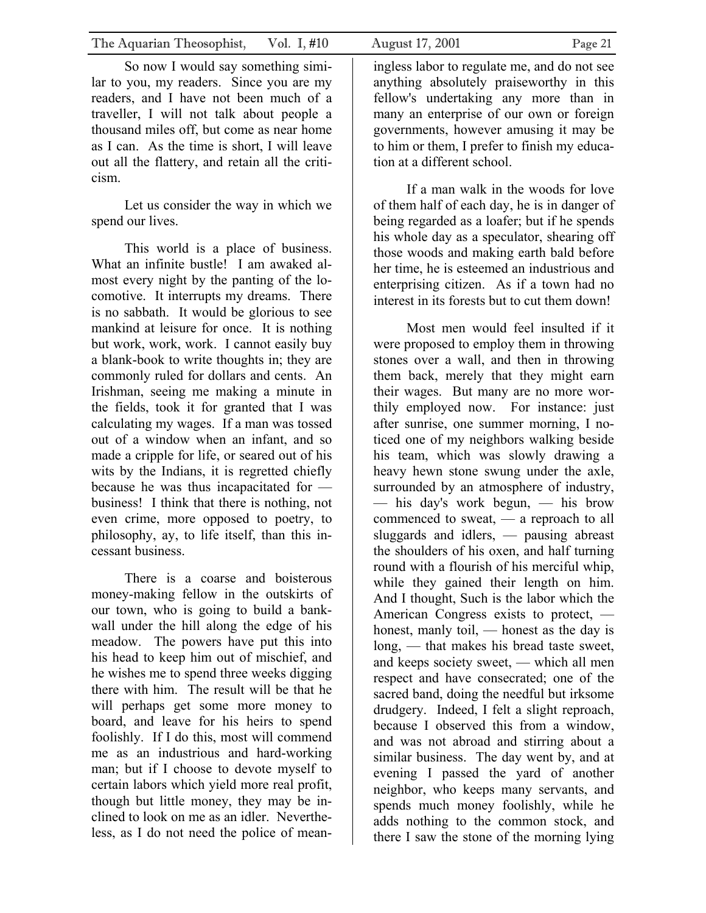So now I would say something similar to you, my readers. Since you are my readers, and I have not been much of a traveller, I will not talk about people a thousand miles off, but come as near home as I can. As the time is short, I will leave out all the flattery, and retain all the criticism.

Let us consider the way in which we spend our lives.

This world is a place of business. What an infinite bustle! I am awaked almost every night by the panting of the locomotive. It interrupts my dreams. There is no sabbath. It would be glorious to see mankind at leisure for once. It is nothing but work, work, work. I cannot easily buy a blank-book to write thoughts in; they are commonly ruled for dollars and cents. An Irishman, seeing me making a minute in the fields, took it for granted that I was calculating my wages. If a man was tossed out of a window when an infant, and so made a cripple for life, or seared out of his wits by the Indians, it is regretted chiefly because he was thus incapacitated for — business! I think that there is nothing, not even crime, more opposed to poetry, to philosophy, ay, to life itself, than this incessant business.

There is a coarse and boisterous money-making fellow in the outskirts of our town, who is going to build a bank-wall under the hill along the edge of his meadow. The powers have put this into his head to keep him out of mischief, and he wishes me to spend three weeks digging there with him. The result will be that he will perhaps get some more money to board, and leave for his heirs to spend foolishly. If I do this, most will commend me as an industrious and hard-working man; but if I choose to devote myself to certain labors which yield more real profit, though but little money, they may be inclined to look on me as an idler. Nevertheless, as I do not need the police of meaningless labor to regulate me, and do not see anything absolutely praiseworthy in this fellow's undertaking any more than in many an enterprise of our own or foreign governments, however amusing it may be to him or them, I prefer to finish my education at a different school.

If a man walk in the woods for love of them half of each day, he is in danger of being regarded as a loafer; but if he spends his whole day as a speculator, shearing off those woods and making earth bald before her time, he is esteemed an industrious and enterprising citizen. As if a town had no interest in its forests but to cut them down!

Most men would feel insulted if it were proposed to employ them in throwing stones over a wall, and then in throwing them back, merely that they might earn their wages. But many are no more worthily employed now. For instance: just after sunrise, one summer morning, I noticed one of my neighbors walking beside his team, which was slowly drawing a heavy hewn stone swung under the axle, surrounded by an atmosphere of industry, — his day's work begun, — his brow commenced to sweat, — a reproach to all sluggards and idlers, — pausing abreast the shoulders of his oxen, and half turning round with a flourish of his merciful whip, while they gained their length on him. And I thought, Such is the labor which the American Congress exists to protect, — honest, manly toil, — honest as the day is long, — that makes his bread taste sweet, and keeps society sweet, — which all men respect and have consecrated; one of the sacred band, doing the needful but irksome drudgery. Indeed, I felt a slight reproach, because I observed this from a window, and was not abroad and stirring about a similar business. The day went by, and at evening I passed the yard of another neighbor, who keeps many servants, and spends much money foolishly, while he adds nothing to the common stock, and there I saw the stone of the morning lying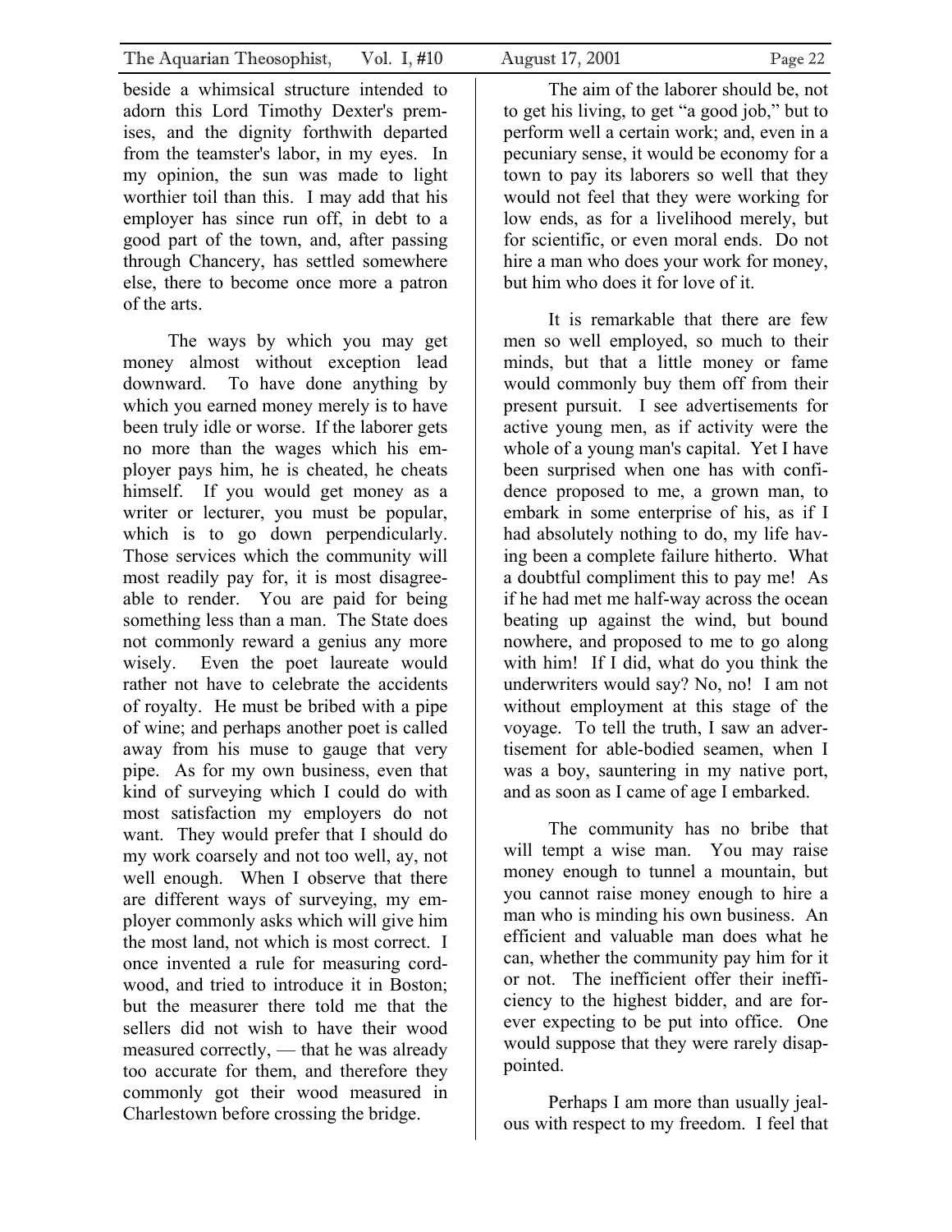beside a whimsical structure intended to adorn this Lord Timothy Dexter's premises, and the dignity forthwith departed from the teamster's labor, in my eyes. In my opinion, the sun was made to light worthier toil than this. I may add that his employer has since run off, in debt to a good part of the town, and, after passing through Chancery, has settled somewhere else, there to become once more a patron of the arts.

The ways by which you may get money almost without exception lead downward. To have done anything by which you earned money merely is to have been truly idle or worse. If the laborer gets no more than the wages which his employer pays him, he is cheated, he cheats himself. If you would get money as a writer or lecturer, you must be popular, which is to go down perpendicularly. Those services which the community will most readily pay for, it is most disagreeable to render. You are paid for being something less than a man. The State does not commonly reward a genius any more wisely. Even the poet laureate would rather not have to celebrate the accidents of royalty. He must be bribed with a pipe of wine; and perhaps another poet is called away from his muse to gauge that very pipe. As for my own business, even that kind of surveying which I could do with most satisfaction my employers do not want. They would prefer that I should do my work coarsely and not too well, ay, not well enough. When I observe that there are different ways of surveying, my employer commonly asks which will give him the most land, not which is most correct. I once invented a rule for measuring cordwood, and tried to introduce it in Boston; but the measurer there told me that the sellers did not wish to have their wood measured correctly, — that he was already too accurate for them, and therefore they commonly got their wood measured in Charlestown before crossing the bridge.

The aim of the laborer should be, not to get his living, to get "a good job," but to perform well a certain work; and, even in a pecuniary sense, it would be economy for a town to pay its laborers so well that they would not feel that they were working for low ends, as for a livelihood merely, but for scientific, or even moral ends. Do not hire a man who does your work for money, but him who does it for love of it.

It is remarkable that there are few men so well employed, so much to their minds, but that a little money or fame would commonly buy them off from their present pursuit. I see advertisements for active young men, as if activity were the whole of a young man's capital. Yet I have been surprised when one has with confidence proposed to me, a grown man, to embark in some enterprise of his, as if I had absolutely nothing to do, my life having been a complete failure hitherto. What a doubtful compliment this to pay me! As if he had met me half-way across the ocean beating up against the wind, but bound nowhere, and proposed to me to go along with him! If I did, what do you think the underwriters would say? No, no! I am not without employment at this stage of the voyage. To tell the truth, I saw an advertisement for able-bodied seamen, when I was a boy, sauntering in my native port, and as soon as I came of age I embarked.

The community has no bribe that will tempt a wise man. You may raise money enough to tunnel a mountain, but you cannot raise money enough to hire a man who is minding his own business. An efficient and valuable man does what he can, whether the community pay him for it or not. The inefficient offer their inefficiency to the highest bidder, and are forever expecting to be put into office. One would suppose that they were rarely disappointed.

Perhaps I am more than usually jealous with respect to my freedom. I feel that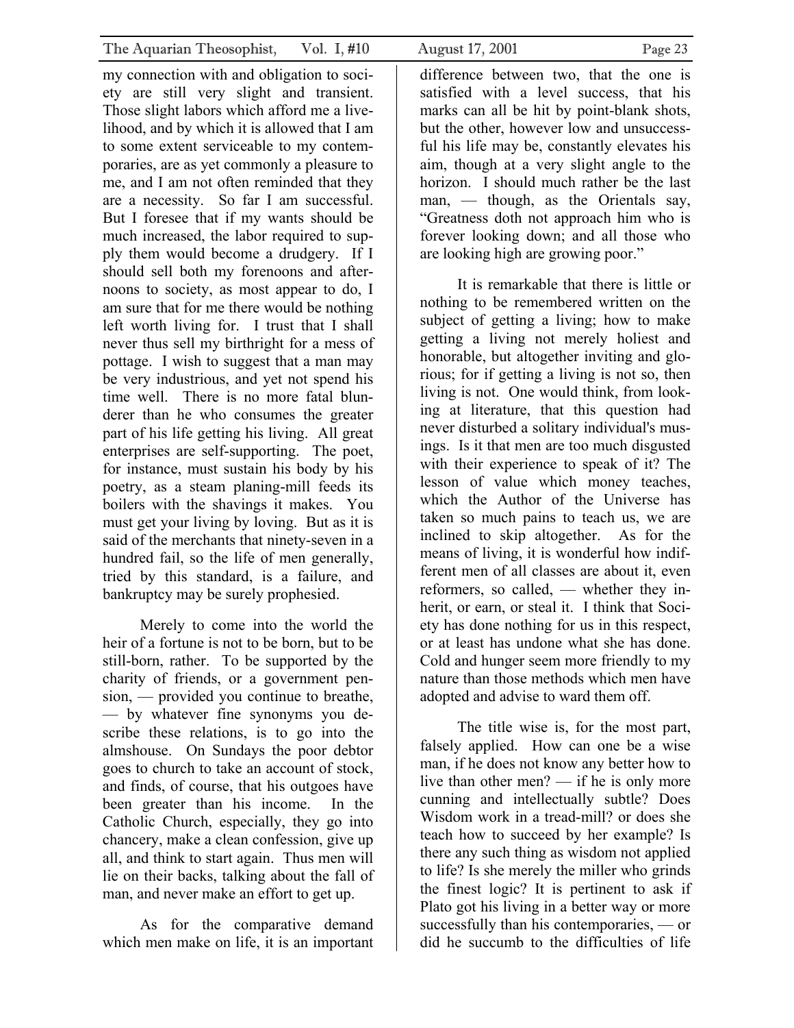my connection with and obligation to society are still very slight and transient. Those slight labors which afford me a livelihood, and by which it is allowed that I am to some extent serviceable to my contemporaries, are as yet commonly a pleasure to me, and I am not often reminded that they are a necessity. So far I am successful. But I foresee that if my wants should be much increased, the labor required to supply them would become a drudgery. If I should sell both my forenoons and afternoons to society, as most appear to do, I am sure that for me there would be nothing left worth living for. I trust that I shall never thus sell my birthright for a mess of pottage. I wish to suggest that a man may be very industrious, and yet not spend his time well. There is no more fatal blunderer than he who consumes the greater part of his life getting his living. All great enterprises are self-supporting. The poet, for instance, must sustain his body by his poetry, as a steam planing-mill feeds its boilers with the shavings it makes. You must get your living by loving. But as it is said of the merchants that ninety-seven in a hundred fail, so the life of men generally, tried by this standard, is a failure, and bankruptcy may be surely prophesied.

Merely to come into the world the heir of a fortune is not to be born, but to be still-born, rather. To be supported by the charity of friends, or a government pension, — provided you continue to breathe, — by whatever fine synonyms you describe these relations, is to go into the almshouse. On Sundays the poor debtor goes to church to take an account of stock, and finds, of course, that his outgoes have been greater than his income. In the Catholic Church, especially, they go into chancery, make a clean confession, give up all, and think to start again. Thus men will lie on their backs, talking about the fall of man, and never make an effort to get up.

As for the comparative demand which men make on life, it is an important difference between two, that the one is satisfied with a level success, that his marks can all be hit by point-blank shots, but the other, however low and unsuccessful his life may be, constantly elevates his aim, though at a very slight angle to the horizon. I should much rather be the last man, — though, as the Orientals say, "Greatness doth not approach him who is forever looking down; and all those who are looking high are growing poor."

It is remarkable that there is little or nothing to be remembered written on the subject of getting a living; how to make getting a living not merely holiest and honorable, but altogether inviting and glorious; for if getting a living is not so, then living is not. One would think, from looking at literature, that this question had never disturbed a solitary individual's musings. Is it that men are too much disgusted with their experience to speak of it? The lesson of value which money teaches, which the Author of the Universe has taken so much pains to teach us, we are inclined to skip altogether. As for the means of living, it is wonderful how indifferent men of all classes are about it, even reformers, so called, — whether they inherit, or earn, or steal it. I think that Society has done nothing for us in this respect, or at least has undone what she has done. Cold and hunger seem more friendly to my nature than those methods which men have adopted and advise to ward them off.

The title wise is, for the most part, falsely applied. How can one be a wise man, if he does not know any better how to live than other men? — if he is only more cunning and intellectually subtle? Does Wisdom work in a tread-mill? or does she teach how to succeed by her example? Is there any such thing as wisdom not applied to life? Is she merely the miller who grinds the finest logic? It is pertinent to ask if Plato got his living in a better way or more successfully than his contemporaries, — or did he succumb to the difficulties of life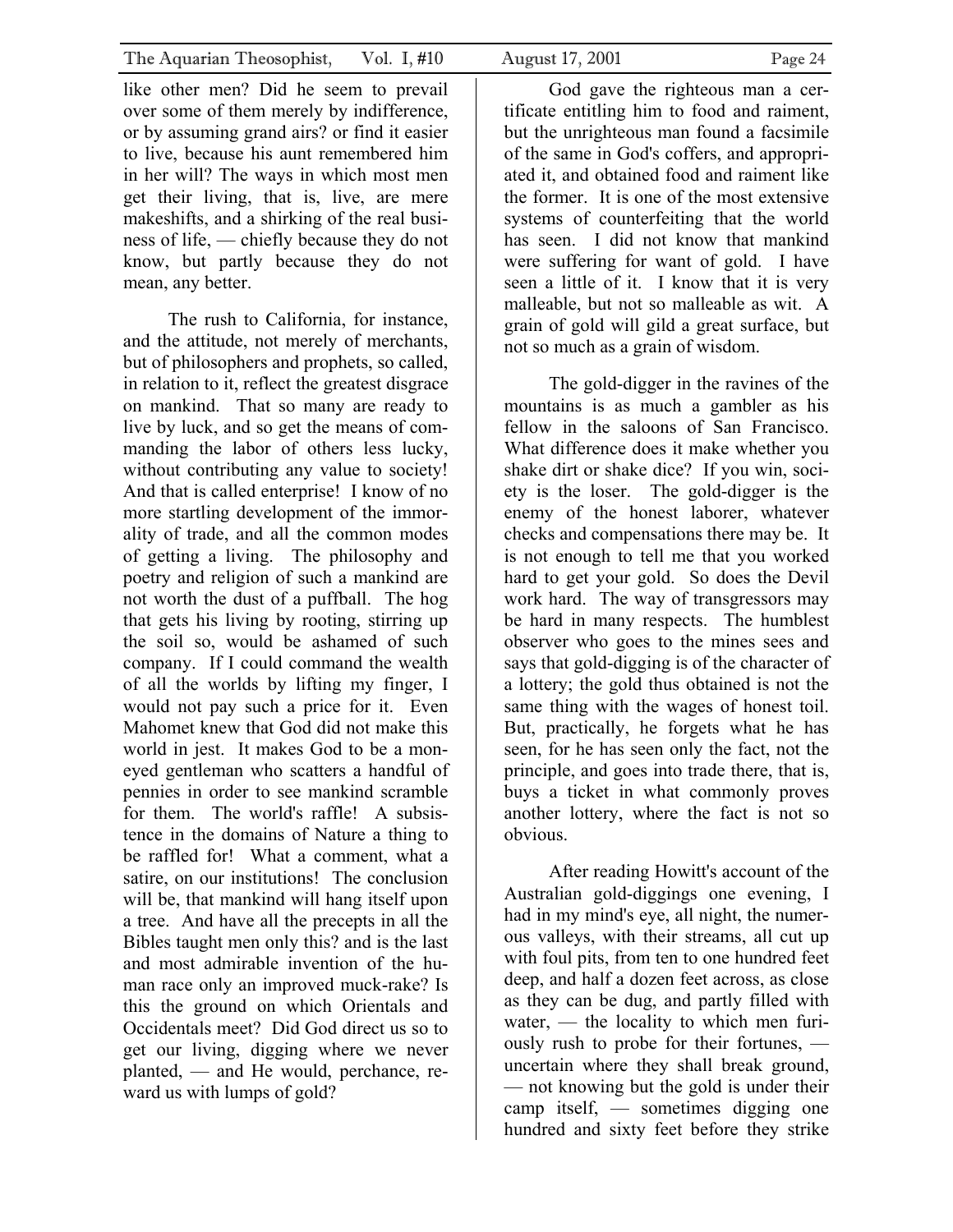like other men? Did he seem to prevail over some of them merely by indifference, or by assuming grand airs? or find it easier to live, because his aunt remembered him in her will? The ways in which most men get their living, that is, live, are mere makeshifts, and a shirking of the real business of life, — chiefly because they do not know, but partly because they do not mean, any better.

The rush to California, for instance, and the attitude, not merely of merchants, but of philosophers and prophets, so called, in relation to it, reflect the greatest disgrace on mankind. That so many are ready to live by luck, and so get the means of commanding the labor of others less lucky, without contributing any value to society! And that is called enterprise! I know of no more startling development of the immorality of trade, and all the common modes of getting a living. The philosophy and poetry and religion of such a mankind are not worth the dust of a puffball. The hog that gets his living by rooting, stirring up the soil so, would be ashamed of such company. If I could command the wealth of all the worlds by lifting my finger, I would not pay such a price for it. Even Mahomet knew that God did not make this world in jest. It makes God to be a moneyed gentleman who scatters a handful of pennies in order to see mankind scramble for them. The world's raffle! A subsistence in the domains of Nature a thing to be raffled for! What a comment, what a satire, on our institutions! The conclusion will be, that mankind will hang itself upon a tree. And have all the precepts in all the Bibles taught men only this? and is the last and most admirable invention of the human race only an improved muck-rake? Is this the ground on which Orientals and Occidentals meet? Did God direct us so to get our living, digging where we never planted, — and He would, perchance, reward us with lumps of gold?

God gave the righteous man a certificate entitling him to food and raiment, but the unrighteous man found a facsimile of the same in God's coffers, and appropriated it, and obtained food and raiment like the former. It is one of the most extensive systems of counterfeiting that the world has seen. I did not know that mankind were suffering for want of gold. I have seen a little of it. I know that it is very malleable, but not so malleable as wit. A grain of gold will gild a great surface, but not so much as a grain of wisdom.

The gold-digger in the ravines of the mountains is as much a gambler as his fellow in the saloons of San Francisco. What difference does it make whether you shake dirt or shake dice? If you win, society is the loser. The gold-digger is the enemy of the honest laborer, whatever checks and compensations there may be. It is not enough to tell me that you worked hard to get your gold. So does the Devil work hard. The way of transgressors may be hard in many respects. The humblest observer who goes to the mines sees and says that gold-digging is of the character of a lottery; the gold thus obtained is not the same thing with the wages of honest toil. But, practically, he forgets what he has seen, for he has seen only the fact, not the principle, and goes into trade there, that is, buys a ticket in what commonly proves another lottery, where the fact is not so obvious.

After reading Howitt's account of the Australian gold-diggings one evening, I had in my mind's eye, all night, the numerous valleys, with their streams, all cut up with foul pits, from ten to one hundred feet deep, and half a dozen feet across, as close as they can be dug, and partly filled with water, — the locality to which men furiously rush to probe for their fortunes, — uncertain where they shall break ground, — not knowing but the gold is under their camp itself, — sometimes digging one hundred and sixty feet before they strike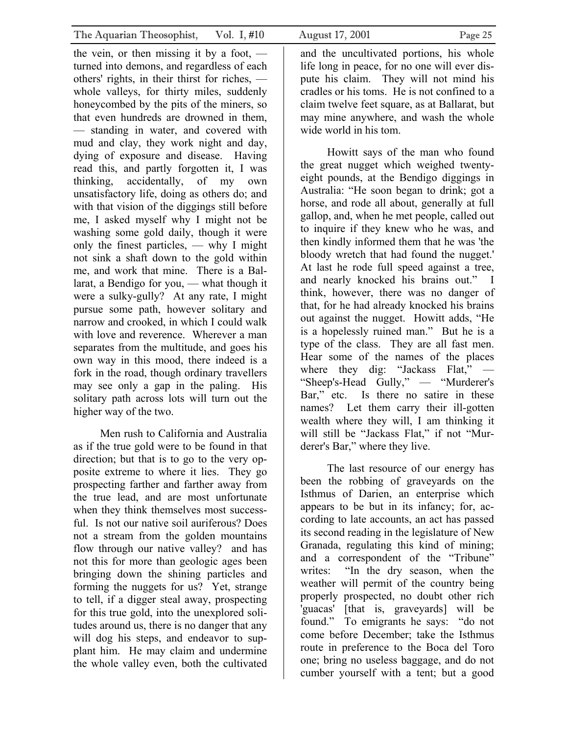the vein, or then missing it by a foot, — turned into demons, and regardless of each others' rights, in their thirst for riches, — whole valleys, for thirty miles, suddenly honeycombed by the pits of the miners, so that even hundreds are drowned in them, — standing in water, and covered with mud and clay, they work night and day, dying of exposure and disease. Having read this, and partly forgotten it, I was thinking, accidentally, of my own unsatisfactory life, doing as others do; and with that vision of the diggings still before me, I asked myself why I might not be washing some gold daily, though it were only the finest particles, — why I might not sink a shaft down to the gold within me, and work that mine. There is a Ballarat, a Bendigo for you, — what though it were a sulky-gully? At any rate, I might pursue some path, however solitary and narrow and crooked, in which I could walk with love and reverence. Wherever a man separates from the multitude, and goes his own way in this mood, there indeed is a fork in the road, though ordinary travellers may see only a gap in the paling. His solitary path across lots will turn out the higher way of the two.

Men rush to California and Australia as if the true gold were to be found in that direction; but that is to go to the very opposite extreme to where it lies. They go prospecting farther and farther away from the true lead, and are most unfortunate when they think themselves most successful. Is not our native soil auriferous? Does not a stream from the golden mountains flow through our native valley? and has not this for more than geologic ages been bringing down the shining particles and forming the nuggets for us? Yet, strange to tell, if a digger steal away, prospecting for this true gold, into the unexplored solitudes around us, there is no danger that any will dog his steps, and endeavor to supplant him. He may claim and undermine the whole valley even, both the cultivated and the uncultivated portions, his whole life long in peace, for no one will ever dispute his claim. They will not mind his cradles or his toms. He is not confined to a claim twelve feet square, as at Ballarat, but may mine anywhere, and wash the whole wide world in his tom.

Howitt says of the man who found the great nugget which weighed twenty-eight pounds, at the Bendigo diggings in Australia: "He soon began to drink; got a horse, and rode all about, generally at full gallop, and, when he met people, called out to inquire if they knew who he was, and then kindly informed them that he was 'the bloody wretch that had found the nugget.' At last he rode full speed against a tree, and nearly knocked his brains out." I think, however, there was no danger of that, for he had already knocked his brains out against the nugget. Howitt adds, "He is a hopelessly ruined man." But he is a type of the class. They are all fast men. Hear some of the names of the places where they dig: "Jackass Flat," — "Sheep's-Head Gully," — "Murderer's Bar," etc. Is there no satire in these names? Let them carry their ill-gotten wealth where they will, I am thinking it will still be "Jackass Flat," if not "Murderer's Bar," where they live.

The last resource of our energy has been the robbing of graveyards on the Isthmus of Darien, an enterprise which appears to be but in its infancy; for, according to late accounts, an act has passed its second reading in the legislature of New Granada, regulating this kind of mining; and a correspondent of the "Tribune" writes: "In the dry season, when the weather will permit of the country being properly prospected, no doubt other rich 'guacas' [that is, graveyards] will be found." To emigrants he says: "do not come before December; take the Isthmus route in preference to the Boca del Toro one; bring no useless baggage, and do not cumber yourself with a tent; but a good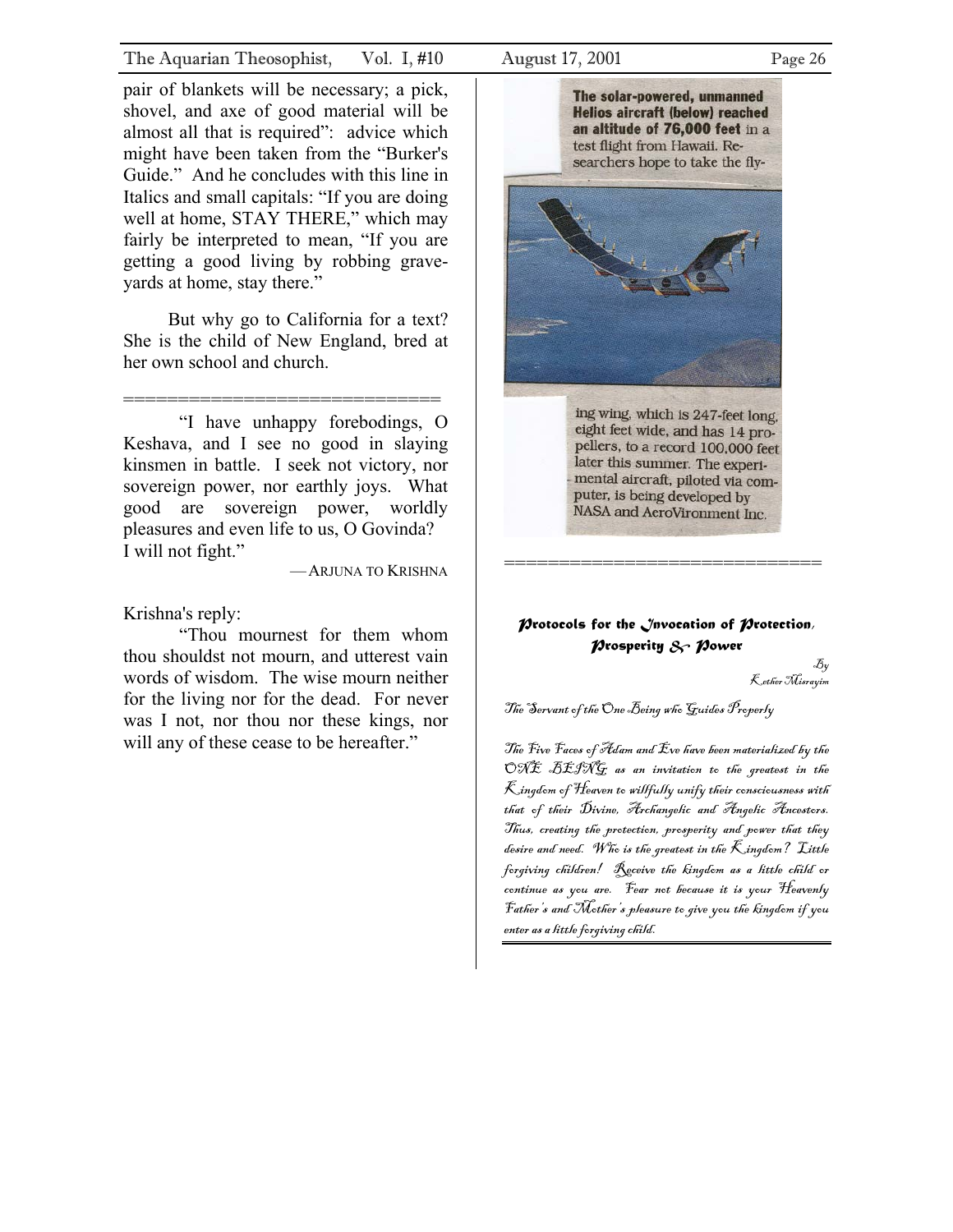pair of blankets will be necessary; a pick, shovel, and axe of good material will be almost all that is required": advice which might have been taken from the "Burker's Guide." And he concludes with this line in Italics and small capitals: "If you are doing well at home, STAY THERE," which may fairly be interpreted to mean, "If you are getting a good living by robbing grave-yards at home, stay there."

But why go to California for a text? She is the child of New England, bred at her own school and church.

==============================

"I have unhappy forebodings, O Keshava, and I see no good in slaying kinsmen in battle. I seek not victory, nor sovereign power, nor earthly joys. What good are sovereign power, worldly pleasures and even life to us, O Govinda? I will not fight."

— ARJUNA TO KRISHNA

Krishna's reply:

"Thou mournest for them whom thou shouldst not mourn, and utterest vain words of wisdom. The wise mourn neither for the living nor for the dead. For never was I not, nor thou nor these kings, nor will any of these cease to be hereafter."

**The solar-powered, unmanned Helios aircraft (below) reached an altitude of 76,000 feet** in a test flight from Hawaii. Researchers hope to take the flying wing, which is 247-feet long, eight feet wide, and has 14 propellers, to a record 100,000 feet later this summer. The experimental aircraft, piloted via computer, is being developed by NASA and AeroVironment Inc.

==============================

### *Protocols for the Invocation of Protection, Prosperity & Power*

*By*
*Kether Misrayim*

*The Servant of the One Being who Guides Properly*

*The Five Faces of Adam and Eve have been materialized by the ONE BEING as an invitation to the greatest in the Kingdom of Heaven to willfully unify their consciousness with that of their Divine, Archangelic and Angelic Ancestors. Thus, creating the protection, prosperity and power that they desire and need. Who is the greatest in the Kingdom? Little forgiving children! Receive the kingdom as a little child or continue as you are. Fear not because it is your Heavenly Father's and Mother's pleasure to give you the kingdom if you enter as a little forgiving child.*